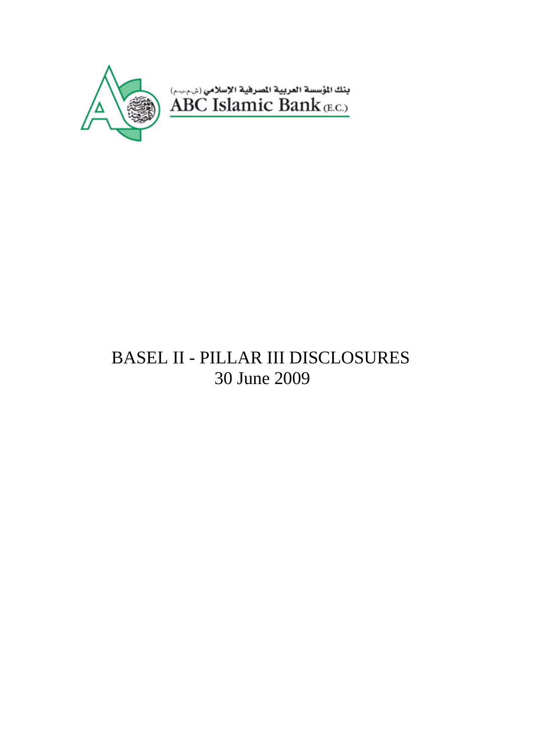بنك المؤسسة العربية المصرفية الإسلامي (ش.م.ب.م)

ABC Islamic Bank (E.C.)

# BASEL II - PILLAR III DISCLOSURES

30 June 2009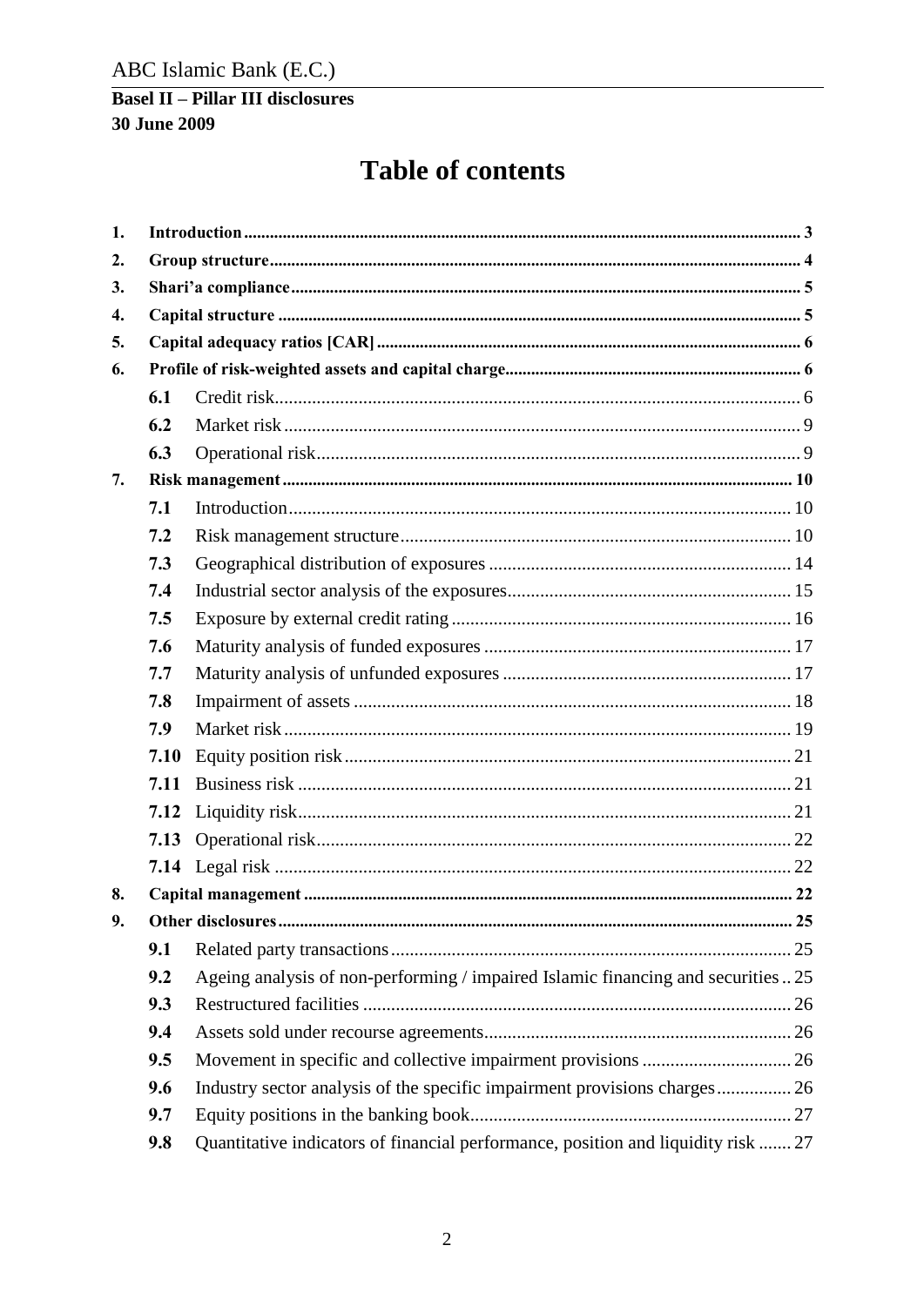ABC Islamic Bank (E.C.)

**Basel II – Pillar III disclosures**
**30 June 2009**

# Table of contents

| | | | |
|---|---|---|---|
| **1.** | **Introduction** | | **3** |
| **2.** | **Group structure** | | **4** |
| **3.** | **Shari'a compliance** | | **5** |
| **4.** | **Capital structure** | | **5** |
| **5.** | **Capital adequacy ratios [CAR]** | | **6** |
| **6.** | **Profile of risk-weighted assets and capital charge** | | **6** |
| | **6.1** | Credit risk | 6 |
| | **6.2** | Market risk | 9 |
| | **6.3** | Operational risk | 9 |
| **7.** | **Risk management** | | **10** |
| | **7.1** | Introduction | 10 |
| | **7.2** | Risk management structure | 10 |
| | **7.3** | Geographical distribution of exposures | 14 |
| | **7.4** | Industrial sector analysis of the exposures | 15 |
| | **7.5** | Exposure by external credit rating | 16 |
| | **7.6** | Maturity analysis of funded exposures | 17 |
| | **7.7** | Maturity analysis of unfunded exposures | 17 |
| | **7.8** | Impairment of assets | 18 |
| | **7.9** | Market risk | 19 |
| | **7.10** | Equity position risk | 21 |
| | **7.11** | Business risk | 21 |
| | **7.12** | Liquidity risk | 21 |
| | **7.13** | Operational risk | 22 |
| | **7.14** | Legal risk | 22 |
| **8.** | **Capital management** | | **22** |
| **9.** | **Other disclosures** | | **25** |
| | **9.1** | Related party transactions | 25 |
| | **9.2** | Ageing analysis of non-performing / impaired Islamic financing and securities | 25 |
| | **9.3** | Restructured facilities | 26 |
| | **9.4** | Assets sold under recourse agreements | 26 |
| | **9.5** | Movement in specific and collective impairment provisions | 26 |
| | **9.6** | Industry sector analysis of the specific impairment provisions charges | 26 |
| | **9.7** | Equity positions in the banking book | 27 |
| | **9.8** | Quantitative indicators of financial performance, position and liquidity risk | 27 |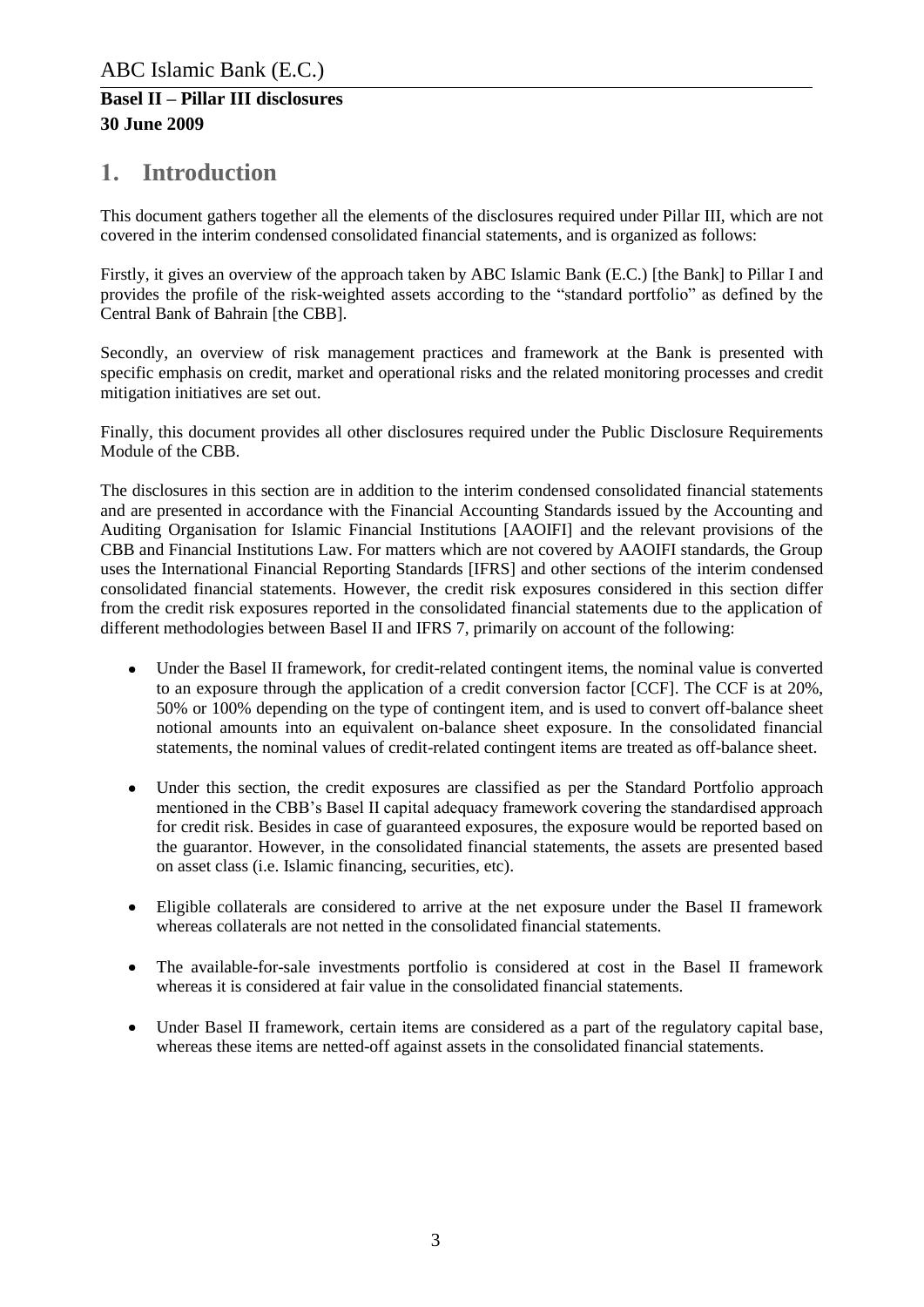# 1. Introduction

This document gathers together all the elements of the disclosures required under Pillar III, which are not covered in the interim condensed consolidated financial statements, and is organized as follows:

Firstly, it gives an overview of the approach taken by ABC Islamic Bank (E.C.) [the Bank] to Pillar I and provides the profile of the risk-weighted assets according to the "standard portfolio" as defined by the Central Bank of Bahrain [the CBB].

Secondly, an overview of risk management practices and framework at the Bank is presented with specific emphasis on credit, market and operational risks and the related monitoring processes and credit mitigation initiatives are set out.

Finally, this document provides all other disclosures required under the Public Disclosure Requirements Module of the CBB.

The disclosures in this section are in addition to the interim condensed consolidated financial statements and are presented in accordance with the Financial Accounting Standards issued by the Accounting and Auditing Organisation for Islamic Financial Institutions [AAOIFI] and the relevant provisions of the CBB and Financial Institutions Law. For matters which are not covered by AAOIFI standards, the Group uses the International Financial Reporting Standards [IFRS] and other sections of the interim condensed consolidated financial statements. However, the credit risk exposures considered in this section differ from the credit risk exposures reported in the consolidated financial statements due to the application of different methodologies between Basel II and IFRS 7, primarily on account of the following:

- Under the Basel II framework, for credit-related contingent items, the nominal value is converted to an exposure through the application of a credit conversion factor [CCF]. The CCF is at 20%, 50% or 100% depending on the type of contingent item, and is used to convert off-balance sheet notional amounts into an equivalent on-balance sheet exposure. In the consolidated financial statements, the nominal values of credit-related contingent items are treated as off-balance sheet.

- Under this section, the credit exposures are classified as per the Standard Portfolio approach mentioned in the CBB's Basel II capital adequacy framework covering the standardised approach for credit risk. Besides in case of guaranteed exposures, the exposure would be reported based on the guarantor. However, in the consolidated financial statements, the assets are presented based on asset class (i.e. Islamic financing, securities, etc).

- Eligible collaterals are considered to arrive at the net exposure under the Basel II framework whereas collaterals are not netted in the consolidated financial statements.

- The available-for-sale investments portfolio is considered at cost in the Basel II framework whereas it is considered at fair value in the consolidated financial statements.

- Under Basel II framework, certain items are considered as a part of the regulatory capital base, whereas these items are netted-off against assets in the consolidated financial statements.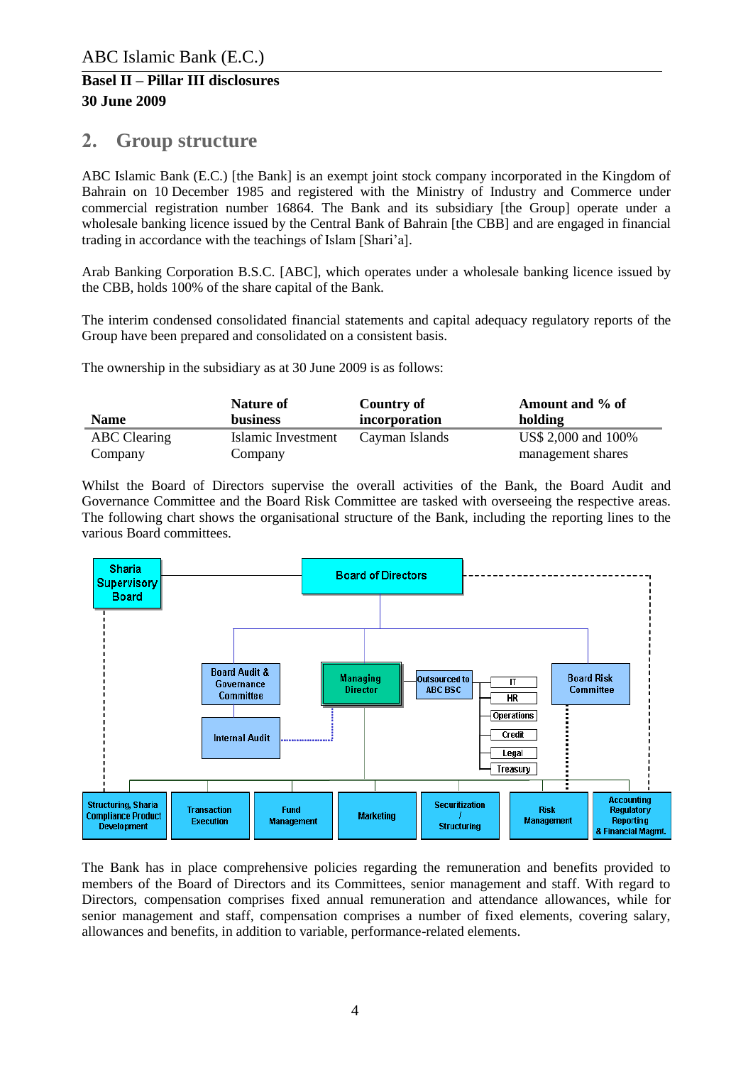## 2. Group structure

ABC Islamic Bank (E.C.) [the Bank] is an exempt joint stock company incorporated in the Kingdom of Bahrain on 10 December 1985 and registered with the Ministry of Industry and Commerce under commercial registration number 16864. The Bank and its subsidiary [the Group] operate under a wholesale banking licence issued by the Central Bank of Bahrain [the CBB] and are engaged in financial trading in accordance with the teachings of Islam [Shari'a].

Arab Banking Corporation B.S.C. [ABC], which operates under a wholesale banking licence issued by the CBB, holds 100% of the share capital of the Bank.

The interim condensed consolidated financial statements and capital adequacy regulatory reports of the Group have been prepared and consolidated on a consistent basis.

The ownership in the subsidiary as at 30 June 2009 is as follows:

| Name | Nature of business | Country of incorporation | Amount and % of holding |
|---|---|---|---|
| ABC Clearing Company | Islamic Investment Company | Cayman Islands | US$ 2,000 and 100% management shares |

Whilst the Board of Directors supervise the overall activities of the Bank, the Board Audit and Governance Committee and the Board Risk Committee are tasked with overseeing the respective areas. The following chart shows the organisational structure of the Bank, including the reporting lines to the various Board committees.

- Sharia Supervisory Board
- Board of Directors
  - Board Audit & Governance Committee
    - Internal Audit
  - Managing Director
    - Outsourced to ABC BSC: IT, HR, Operations, Credit, Legal, Treasury
  - Board Risk Committee
- Structuring, Sharia Compliance Product Development
- Transaction Execution
- Fund Management
- Marketing
- Securitization / Structuring
- Risk Management
- Accounting Regulatory Reporting & Financial Magmt.

The Bank has in place comprehensive policies regarding the remuneration and benefits provided to members of the Board of Directors and its Committees, senior management and staff. With regard to Directors, compensation comprises fixed annual remuneration and attendance allowances, while for senior management and staff, compensation comprises a number of fixed elements, covering salary, allowances and benefits, in addition to variable, performance-related elements.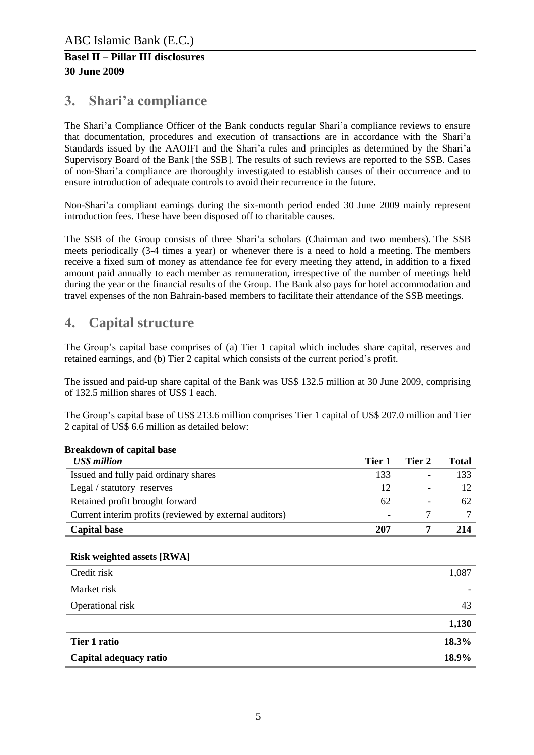## 3. Shari'a compliance

The Shari'a Compliance Officer of the Bank conducts regular Shari'a compliance reviews to ensure that documentation, procedures and execution of transactions are in accordance with the Shari'a Standards issued by the AAOIFI and the Shari'a rules and principles as determined by the Shari'a Supervisory Board of the Bank [the SSB]. The results of such reviews are reported to the SSB. Cases of non-Shari'a compliance are thoroughly investigated to establish causes of their occurrence and to ensure introduction of adequate controls to avoid their recurrence in the future.

Non-Shari'a compliant earnings during the six-month period ended 30 June 2009 mainly represent introduction fees. These have been disposed off to charitable causes.

The SSB of the Group consists of three Shari'a scholars (Chairman and two members). The SSB meets periodically (3-4 times a year) or whenever there is a need to hold a meeting. The members receive a fixed sum of money as attendance fee for every meeting they attend, in addition to a fixed amount paid annually to each member as remuneration, irrespective of the number of meetings held during the year or the financial results of the Group. The Bank also pays for hotel accommodation and travel expenses of the non Bahrain-based members to facilitate their attendance of the SSB meetings.

## 4. Capital structure

The Group's capital base comprises of (a) Tier 1 capital which includes share capital, reserves and retained earnings, and (b) Tier 2 capital which consists of the current period's profit.

The issued and paid-up share capital of the Bank was US$ 132.5 million at 30 June 2009, comprising of 132.5 million shares of US$ 1 each.

The Group's capital base of US$ 213.6 million comprises Tier 1 capital of US$ 207.0 million and Tier 2 capital of US$ 6.6 million as detailed below:

**Breakdown of capital base**

| *US$ million* | Tier 1 | Tier 2 | Total |
|---|---|---|---|
| Issued and fully paid ordinary shares | 133 | - | 133 |
| Legal / statutory reserves | 12 | - | 12 |
| Retained profit brought forward | 62 | - | 62 |
| Current interim profits (reviewed by external auditors) | - | 7 | 7 |
| **Capital base** | **207** | **7** | **214** |

| **Risk weighted assets [RWA]** | |
|---|---|
| Credit risk | 1,087 |
| Market risk | - |
| Operational risk | 43 |
| | **1,130** |
| **Tier 1 ratio** | **18.3%** |
| **Capital adequacy ratio** | **18.9%** |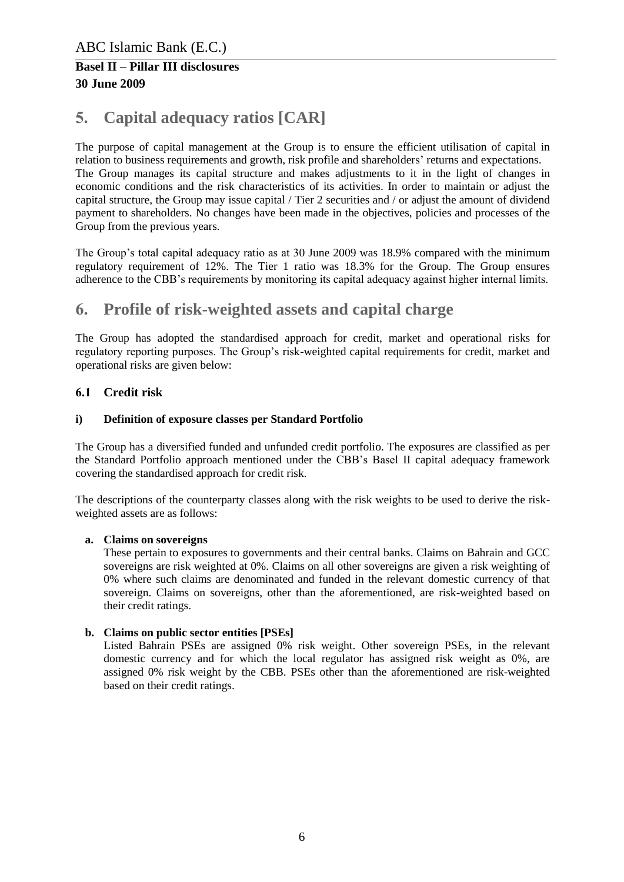# 5. Capital adequacy ratios [CAR]

The purpose of capital management at the Group is to ensure the efficient utilisation of capital in relation to business requirements and growth, risk profile and shareholders' returns and expectations. The Group manages its capital structure and makes adjustments to it in the light of changes in economic conditions and the risk characteristics of its activities. In order to maintain or adjust the capital structure, the Group may issue capital / Tier 2 securities and / or adjust the amount of dividend payment to shareholders. No changes have been made in the objectives, policies and processes of the Group from the previous years.

The Group's total capital adequacy ratio as at 30 June 2009 was 18.9% compared with the minimum regulatory requirement of 12%. The Tier 1 ratio was 18.3% for the Group. The Group ensures adherence to the CBB's requirements by monitoring its capital adequacy against higher internal limits.

# 6. Profile of risk-weighted assets and capital charge

The Group has adopted the standardised approach for credit, market and operational risks for regulatory reporting purposes. The Group's risk-weighted capital requirements for credit, market and operational risks are given below:

## 6.1 Credit risk

### i) Definition of exposure classes per Standard Portfolio

The Group has a diversified funded and unfunded credit portfolio. The exposures are classified as per the Standard Portfolio approach mentioned under the CBB's Basel II capital adequacy framework covering the standardised approach for credit risk.

The descriptions of the counterparty classes along with the risk weights to be used to derive the risk-weighted assets are as follows:

**a. Claims on sovereigns**

These pertain to exposures to governments and their central banks. Claims on Bahrain and GCC sovereigns are risk weighted at 0%. Claims on all other sovereigns are given a risk weighting of 0% where such claims are denominated and funded in the relevant domestic currency of that sovereign. Claims on sovereigns, other than the aforementioned, are risk-weighted based on their credit ratings.

**b. Claims on public sector entities [PSEs]**

Listed Bahrain PSEs are assigned 0% risk weight. Other sovereign PSEs, in the relevant domestic currency and for which the local regulator has assigned risk weight as 0%, are assigned 0% risk weight by the CBB. PSEs other than the aforementioned are risk-weighted based on their credit ratings.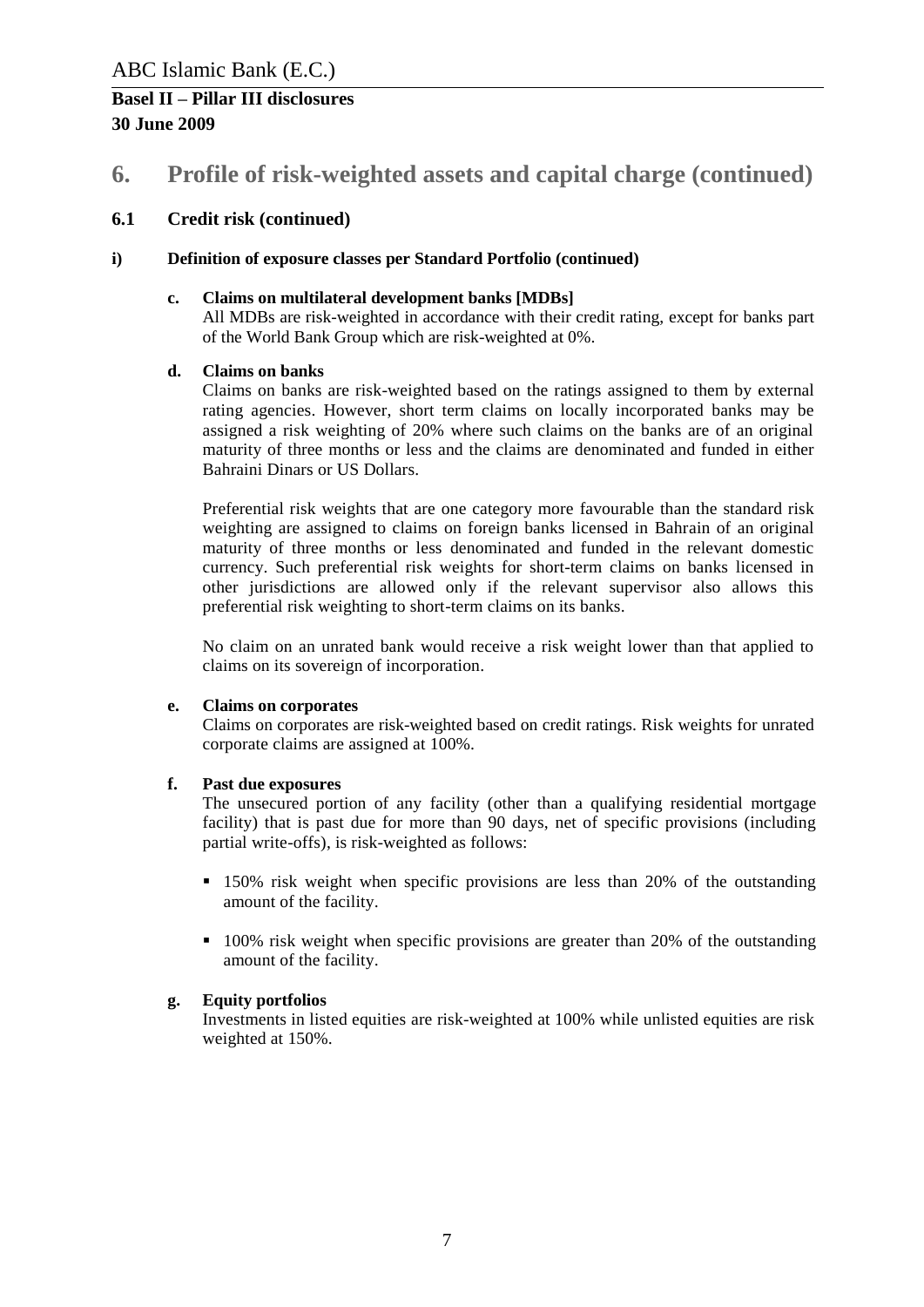# 6. Profile of risk-weighted assets and capital charge (continued)

## 6.1 Credit risk (continued)

### i) Definition of exposure classes per Standard Portfolio (continued)

**c. Claims on multilateral development banks [MDBs]**

All MDBs are risk-weighted in accordance with their credit rating, except for banks part of the World Bank Group which are risk-weighted at 0%.

**d. Claims on banks**

Claims on banks are risk-weighted based on the ratings assigned to them by external rating agencies. However, short term claims on locally incorporated banks may be assigned a risk weighting of 20% where such claims on the banks are of an original maturity of three months or less and the claims are denominated and funded in either Bahraini Dinars or US Dollars.

Preferential risk weights that are one category more favourable than the standard risk weighting are assigned to claims on foreign banks licensed in Bahrain of an original maturity of three months or less denominated and funded in the relevant domestic currency. Such preferential risk weights for short-term claims on banks licensed in other jurisdictions are allowed only if the relevant supervisor also allows this preferential risk weighting to short-term claims on its banks.

No claim on an unrated bank would receive a risk weight lower than that applied to claims on its sovereign of incorporation.

**e. Claims on corporates**

Claims on corporates are risk-weighted based on credit ratings. Risk weights for unrated corporate claims are assigned at 100%.

**f. Past due exposures**

The unsecured portion of any facility (other than a qualifying residential mortgage facility) that is past due for more than 90 days, net of specific provisions (including partial write-offs), is risk-weighted as follows:

- 150% risk weight when specific provisions are less than 20% of the outstanding amount of the facility.
- 100% risk weight when specific provisions are greater than 20% of the outstanding amount of the facility.

**g. Equity portfolios**

Investments in listed equities are risk-weighted at 100% while unlisted equities are risk weighted at 150%.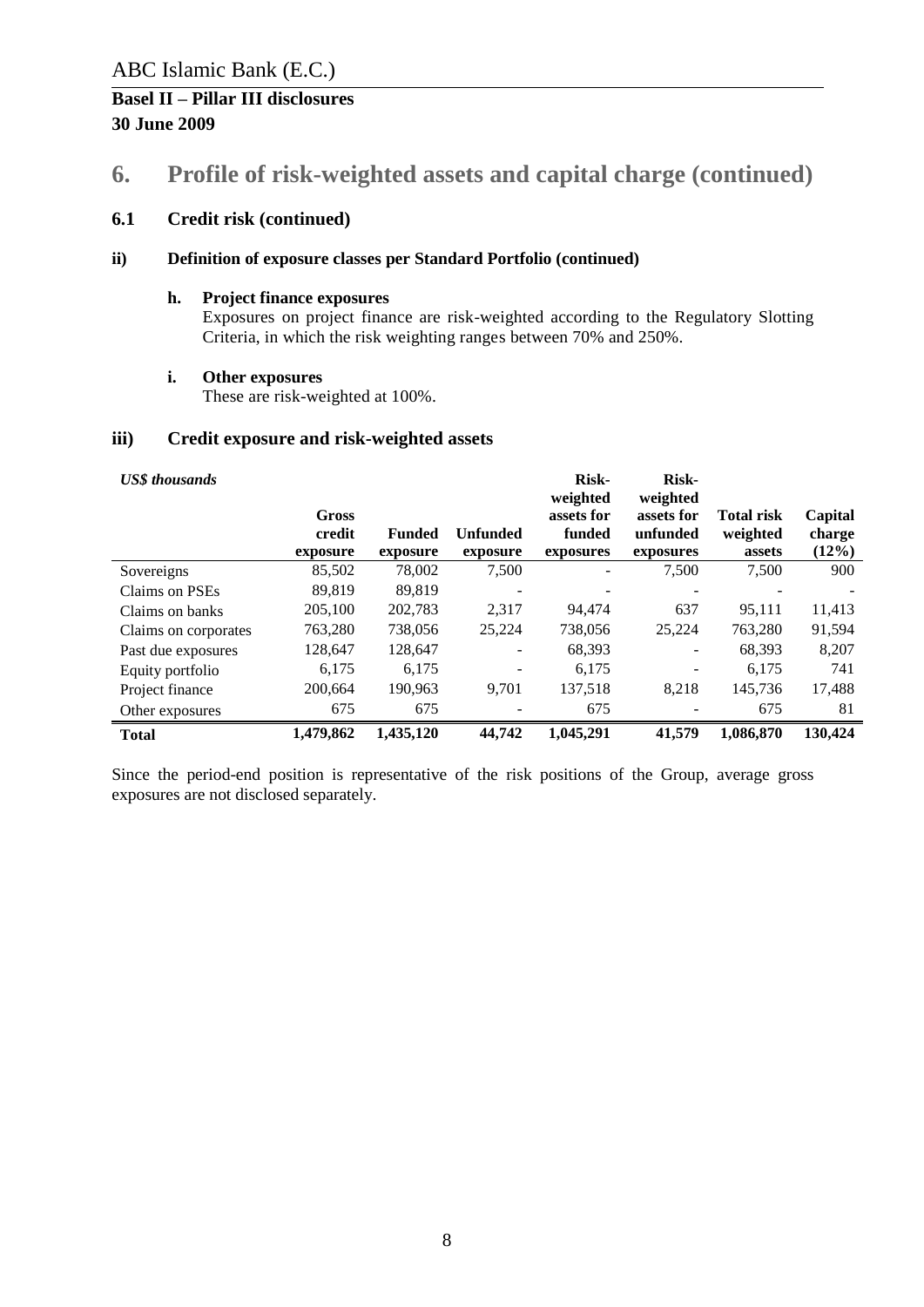# 6. Profile of risk-weighted assets and capital charge (continued)

## 6.1 Credit risk (continued)

### ii) Definition of exposure classes per Standard Portfolio (continued)

**h. Project finance exposures**

Exposures on project finance are risk-weighted according to the Regulatory Slotting Criteria, in which the risk weighting ranges between 70% and 250%.

**i. Other exposures**

These are risk-weighted at 100%.

### iii) Credit exposure and risk-weighted assets

| *US$ thousands* | Gross credit exposure | Funded exposure | Unfunded exposure | Risk-weighted assets for funded exposures | Risk-weighted assets for unfunded exposures | Total risk weighted assets | Capital charge (12%) |
|---|---|---|---|---|---|---|---|
| Sovereigns | 85,502 | 78,002 | 7,500 | - | 7,500 | 7,500 | 900 |
| Claims on PSEs | 89,819 | 89,819 | - | - | - | - | - |
| Claims on banks | 205,100 | 202,783 | 2,317 | 94,474 | 637 | 95,111 | 11,413 |
| Claims on corporates | 763,280 | 738,056 | 25,224 | 738,056 | 25,224 | 763,280 | 91,594 |
| Past due exposures | 128,647 | 128,647 | - | 68,393 | - | 68,393 | 8,207 |
| Equity portfolio | 6,175 | 6,175 | - | 6,175 | - | 6,175 | 741 |
| Project finance | 200,664 | 190,963 | 9,701 | 137,518 | 8,218 | 145,736 | 17,488 |
| Other exposures | 675 | 675 | - | 675 | - | 675 | 81 |
| **Total** | **1,479,862** | **1,435,120** | **44,742** | **1,045,291** | **41,579** | **1,086,870** | **130,424** |

Since the period-end position is representative of the risk positions of the Group, average gross exposures are not disclosed separately.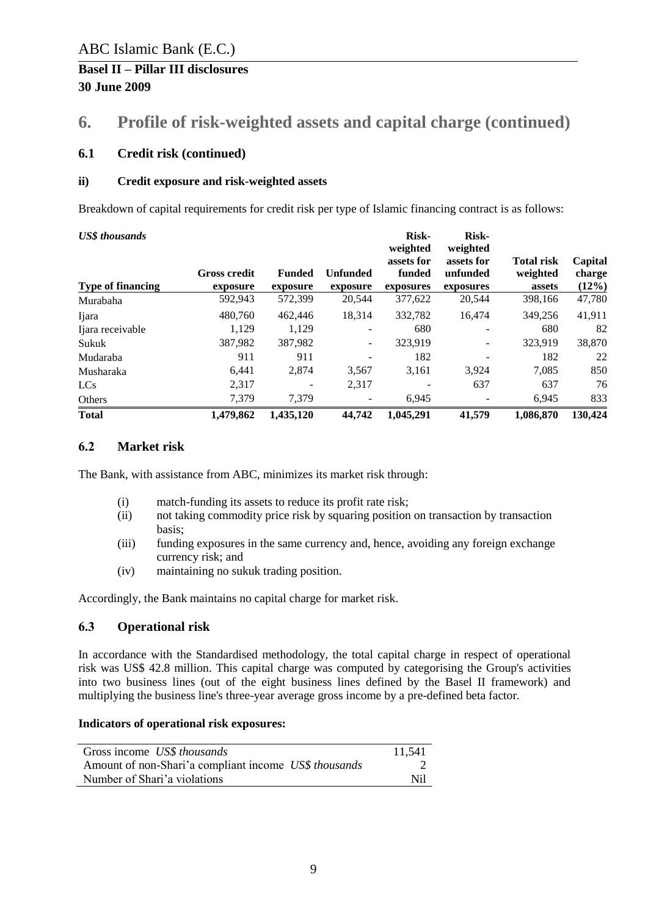# 6. Profile of risk-weighted assets and capital charge (continued)

## 6.1 Credit risk (continued)

### ii) Credit exposure and risk-weighted assets

Breakdown of capital requirements for credit risk per type of Islamic financing contract is as follows:

| *US$ thousands* Type of financing | Gross credit exposure | Funded exposure | Unfunded exposure | Risk-weighted assets for funded exposures | Risk-weighted assets for unfunded exposures | Total risk weighted assets | Capital charge (12%) |
|---|---|---|---|---|---|---|---|
| Murabaha | 592,943 | 572,399 | 20,544 | 377,622 | 20,544 | 398,166 | 47,780 |
| Ijara | 480,760 | 462,446 | 18,314 | 332,782 | 16,474 | 349,256 | 41,911 |
| Ijara receivable | 1,129 | 1,129 | - | 680 | - | 680 | 82 |
| Sukuk | 387,982 | 387,982 | - | 323,919 | - | 323,919 | 38,870 |
| Mudaraba | 911 | 911 | - | 182 | - | 182 | 22 |
| Musharaka | 6,441 | 2,874 | 3,567 | 3,161 | 3,924 | 7,085 | 850 |
| LCs | 2,317 | - | 2,317 | - | 637 | 637 | 76 |
| Others | 7,379 | 7,379 | - | 6,945 | - | 6,945 | 833 |
| **Total** | **1,479,862** | **1,435,120** | **44,742** | **1,045,291** | **41,579** | **1,086,870** | **130,424** |

## 6.2 Market risk

The Bank, with assistance from ABC, minimizes its market risk through:

(i) match-funding its assets to reduce its profit rate risk;
(ii) not taking commodity price risk by squaring position on transaction by transaction basis;
(iii) funding exposures in the same currency and, hence, avoiding any foreign exchange currency risk; and
(iv) maintaining no sukuk trading position.

Accordingly, the Bank maintains no capital charge for market risk.

## 6.3 Operational risk

In accordance with the Standardised methodology, the total capital charge in respect of operational risk was US$ 42.8 million. This capital charge was computed by categorising the Group's activities into two business lines (out of the eight business lines defined by the Basel II framework) and multiplying the business line's three-year average gross income by a pre-defined beta factor.

**Indicators of operational risk exposures:**

| | |
|---|---|
| Gross income *US$ thousands* | 11,541 |
| Amount of non-Shari'a compliant income *US$ thousands* | 2 |
| Number of Shari'a violations | Nil |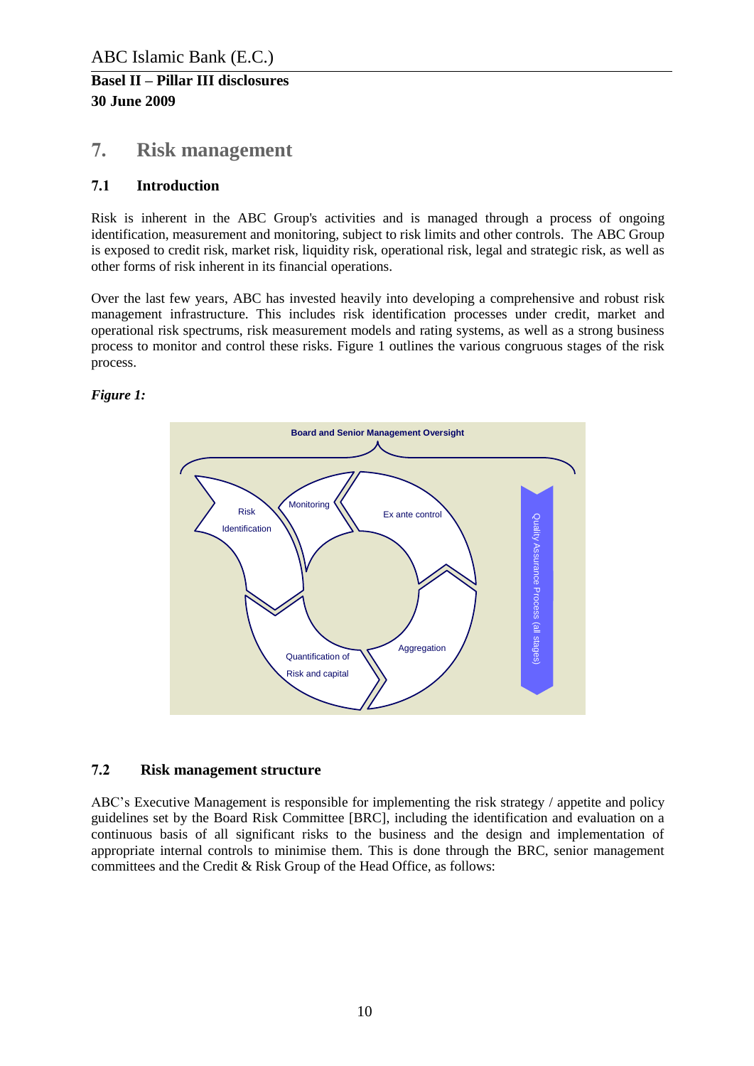# 7. Risk management

## 7.1 Introduction

Risk is inherent in the ABC Group's activities and is managed through a process of ongoing identification, measurement and monitoring, subject to risk limits and other controls. The ABC Group is exposed to credit risk, market risk, liquidity risk, operational risk, legal and strategic risk, as well as other forms of risk inherent in its financial operations.

Over the last few years, ABC has invested heavily into developing a comprehensive and robust risk management infrastructure. This includes risk identification processes under credit, market and operational risk spectrums, risk measurement models and rating systems, as well as a strong business process to monitor and control these risks. Figure 1 outlines the various congruous stages of the risk process.

***Figure 1:***

Board and Senior Management Oversight

Risk Identification

Monitoring

Ex ante control

Aggregation

Quantification of Risk and capital

Quality Assurance Process (all stages)

## 7.2 Risk management structure

ABC's Executive Management is responsible for implementing the risk strategy / appetite and policy guidelines set by the Board Risk Committee [BRC], including the identification and evaluation on a continuous basis of all significant risks to the business and the design and implementation of appropriate internal controls to minimise them. This is done through the BRC, senior management committees and the Credit & Risk Group of the Head Office, as follows: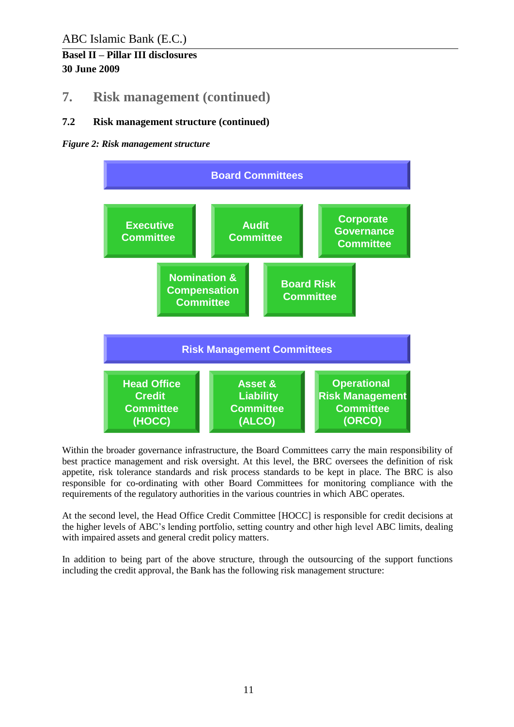## 7. Risk management (continued)

### 7.2 Risk management structure (continued)

*Figure 2: Risk management structure*

**Board Committees**

- Executive Committee
- Audit Committee
- Corporate Governance Committee
- Nomination & Compensation Committee
- Board Risk Committee

**Risk Management Committees**

- Head Office Credit Committee (HOCC)
- Asset & Liability Committee (ALCO)
- Operational Risk Management Committee (ORCO)

Within the broader governance infrastructure, the Board Committees carry the main responsibility of best practice management and risk oversight. At this level, the BRC oversees the definition of risk appetite, risk tolerance standards and risk process standards to be kept in place. The BRC is also responsible for co-ordinating with other Board Committees for monitoring compliance with the requirements of the regulatory authorities in the various countries in which ABC operates.

At the second level, the Head Office Credit Committee [HOCC] is responsible for credit decisions at the higher levels of ABC's lending portfolio, setting country and other high level ABC limits, dealing with impaired assets and general credit policy matters.

In addition to being part of the above structure, through the outsourcing of the support functions including the credit approval, the Bank has the following risk management structure: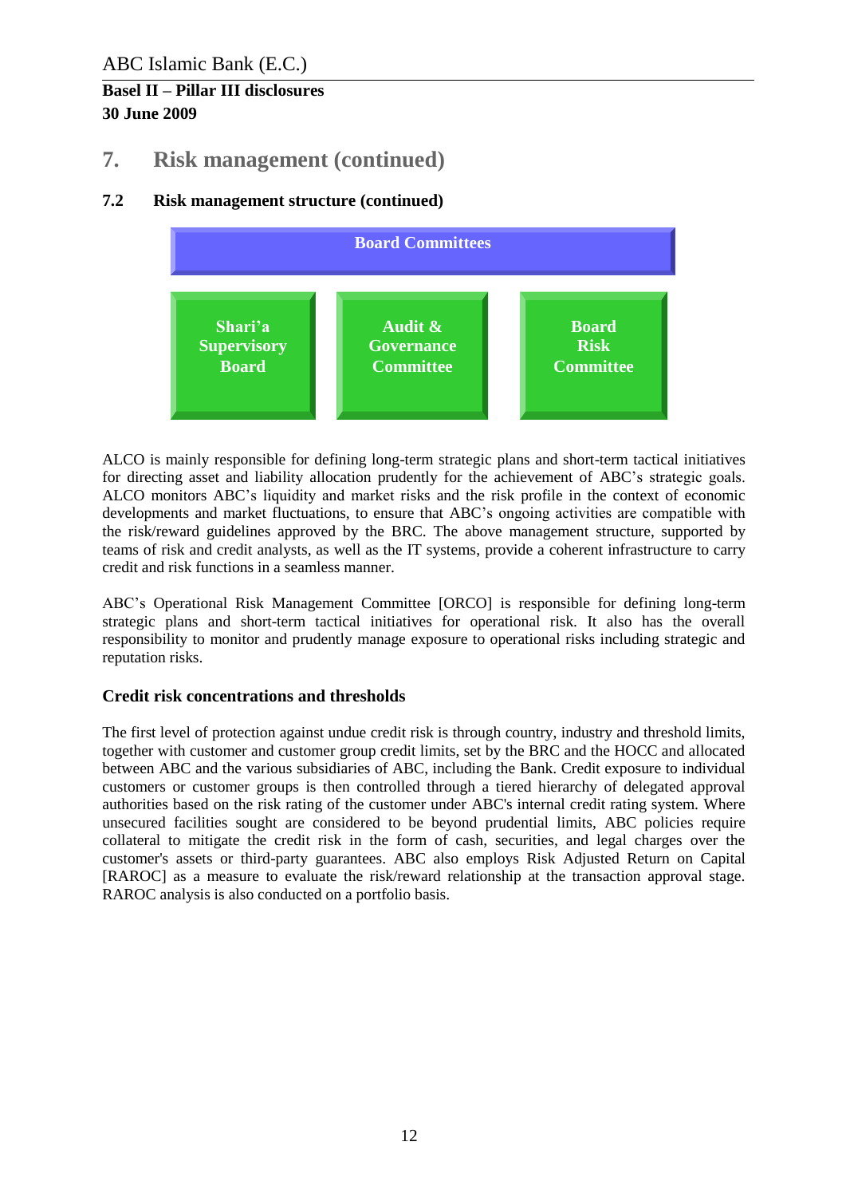# 7. Risk management (continued)

## 7.2 Risk management structure (continued)

**Board Committees**

- **Shari'a Supervisory Board**
- **Audit & Governance Committee**
- **Board Risk Committee**

ALCO is mainly responsible for defining long-term strategic plans and short-term tactical initiatives for directing asset and liability allocation prudently for the achievement of ABC's strategic goals. ALCO monitors ABC's liquidity and market risks and the risk profile in the context of economic developments and market fluctuations, to ensure that ABC's ongoing activities are compatible with the risk/reward guidelines approved by the BRC. The above management structure, supported by teams of risk and credit analysts, as well as the IT systems, provide a coherent infrastructure to carry credit and risk functions in a seamless manner.

ABC's Operational Risk Management Committee [ORCO] is responsible for defining long-term strategic plans and short-term tactical initiatives for operational risk. It also has the overall responsibility to monitor and prudently manage exposure to operational risks including strategic and reputation risks.

### Credit risk concentrations and thresholds

The first level of protection against undue credit risk is through country, industry and threshold limits, together with customer and customer group credit limits, set by the BRC and the HOCC and allocated between ABC and the various subsidiaries of ABC, including the Bank. Credit exposure to individual customers or customer groups is then controlled through a tiered hierarchy of delegated approval authorities based on the risk rating of the customer under ABC's internal credit rating system. Where unsecured facilities sought are considered to be beyond prudential limits, ABC policies require collateral to mitigate the credit risk in the form of cash, securities, and legal charges over the customer's assets or third-party guarantees. ABC also employs Risk Adjusted Return on Capital [RAROC] as a measure to evaluate the risk/reward relationship at the transaction approval stage. RAROC analysis is also conducted on a portfolio basis.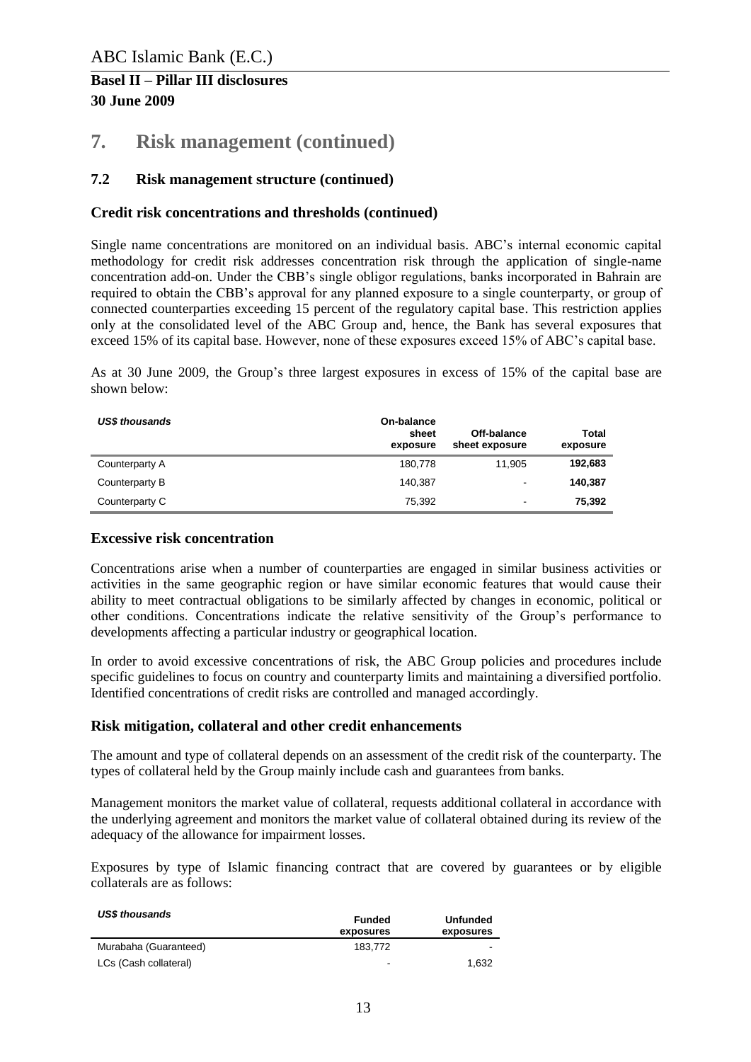# 7. Risk management (continued)

## 7.2 Risk management structure (continued)

### Credit risk concentrations and thresholds (continued)

Single name concentrations are monitored on an individual basis. ABC's internal economic capital methodology for credit risk addresses concentration risk through the application of single-name concentration add-on. Under the CBB's single obligor regulations, banks incorporated in Bahrain are required to obtain the CBB's approval for any planned exposure to a single counterparty, or group of connected counterparties exceeding 15 percent of the regulatory capital base. This restriction applies only at the consolidated level of the ABC Group and, hence, the Bank has several exposures that exceed 15% of its capital base. However, none of these exposures exceed 15% of ABC's capital base.

As at 30 June 2009, the Group's three largest exposures in excess of 15% of the capital base are shown below:

| *US$ thousands* | On-balance sheet exposure | Off-balance sheet exposure | Total exposure |
|---|---|---|---|
| Counterparty A | 180,778 | 11,905 | **192,683** |
| Counterparty B | 140,387 | - | **140,387** |
| Counterparty C | 75,392 | - | **75,392** |

### Excessive risk concentration

Concentrations arise when a number of counterparties are engaged in similar business activities or activities in the same geographic region or have similar economic features that would cause their ability to meet contractual obligations to be similarly affected by changes in economic, political or other conditions. Concentrations indicate the relative sensitivity of the Group's performance to developments affecting a particular industry or geographical location.

In order to avoid excessive concentrations of risk, the ABC Group policies and procedures include specific guidelines to focus on country and counterparty limits and maintaining a diversified portfolio. Identified concentrations of credit risks are controlled and managed accordingly.

### Risk mitigation, collateral and other credit enhancements

The amount and type of collateral depends on an assessment of the credit risk of the counterparty. The types of collateral held by the Group mainly include cash and guarantees from banks.

Management monitors the market value of collateral, requests additional collateral in accordance with the underlying agreement and monitors the market value of collateral obtained during its review of the adequacy of the allowance for impairment losses.

Exposures by type of Islamic financing contract that are covered by guarantees or by eligible collaterals are as follows:

| *US$ thousands* | Funded exposures | Unfunded exposures |
|---|---|---|
| Murabaha (Guaranteed) | 183,772 | - |
| LCs (Cash collateral) | - | 1,632 |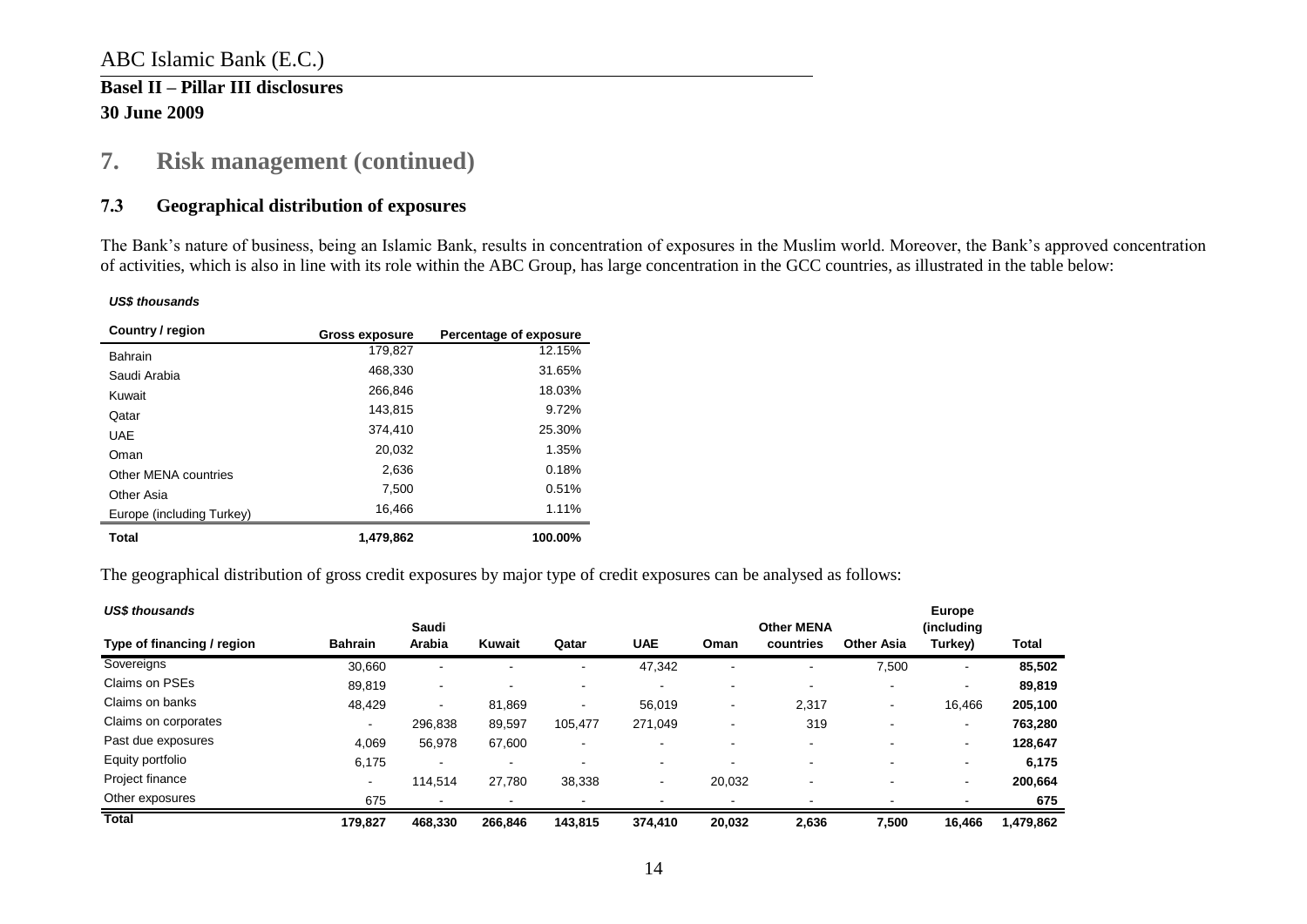# 7. Risk management (continued)

## 7.3 Geographical distribution of exposures

The Bank's nature of business, being an Islamic Bank, results in concentration of exposures in the Muslim world. Moreover, the Bank's approved concentration of activities, which is also in line with its role within the ABC Group, has large concentration in the GCC countries, as illustrated in the table below:

*US$ thousands*

| Country / region | Gross exposure | Percentage of exposure |
|---|---|---|
| Bahrain | 179,827 | 12.15% |
| Saudi Arabia | 468,330 | 31.65% |
| Kuwait | 266,846 | 18.03% |
| Qatar | 143,815 | 9.72% |
| UAE | 374,410 | 25.30% |
| Oman | 20,032 | 1.35% |
| Other MENA countries | 2,636 | 0.18% |
| Other Asia | 7,500 | 0.51% |
| Europe (including Turkey) | 16,466 | 1.11% |
| **Total** | **1,479,862** | **100.00%** |

The geographical distribution of gross credit exposures by major type of credit exposures can be analysed as follows:

*US$ thousands*

| Type of financing / region | Bahrain | Saudi Arabia | Kuwait | Qatar | UAE | Oman | Other MENA countries | Other Asia | Europe (including Turkey) | Total |
|---|---|---|---|---|---|---|---|---|---|---|
| Sovereigns | 30,660 | - | - | - | 47,342 | - | - | 7,500 | - | **85,502** |
| Claims on PSEs | 89,819 | - | - | - | - | - | - | - | - | **89,819** |
| Claims on banks | 48,429 | - | 81,869 | - | 56,019 | - | 2,317 | - | 16,466 | **205,100** |
| Claims on corporates | - | 296,838 | 89,597 | 105,477 | 271,049 | - | 319 | - | - | **763,280** |
| Past due exposures | 4,069 | 56,978 | 67,600 | - | - | - | - | - | - | **128,647** |
| Equity portfolio | 6,175 | - | - | - | - | - | - | - | - | **6,175** |
| Project finance | - | 114,514 | 27,780 | 38,338 | - | 20,032 | - | - | - | **200,664** |
| Other exposures | 675 | - | - | - | - | - | - | - | - | **675** |
| **Total** | **179,827** | **468,330** | **266,846** | **143,815** | **374,410** | **20,032** | **2,636** | **7,500** | **16,466** | **1,479,862** |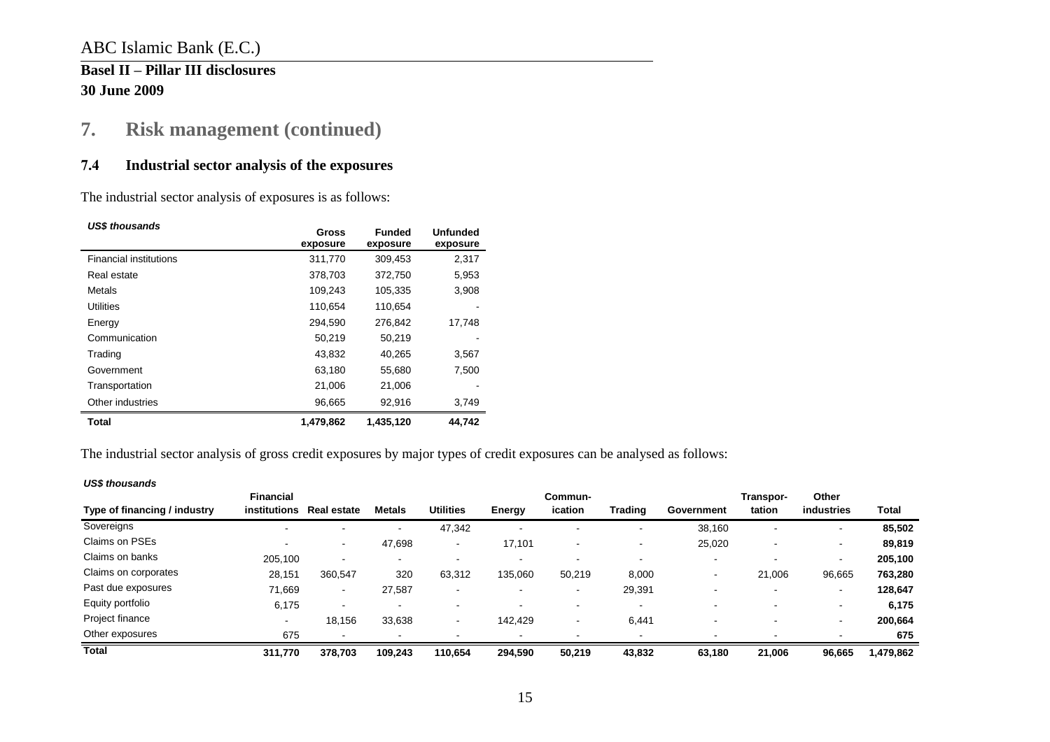# 7. Risk management (continued)

## 7.4 Industrial sector analysis of the exposures

The industrial sector analysis of exposures is as follows:

| *US$ thousands* | Gross exposure | Funded exposure | Unfunded exposure |
|---|---|---|---|
| Financial institutions | 311,770 | 309,453 | 2,317 |
| Real estate | 378,703 | 372,750 | 5,953 |
| Metals | 109,243 | 105,335 | 3,908 |
| Utilities | 110,654 | 110,654 | - |
| Energy | 294,590 | 276,842 | 17,748 |
| Communication | 50,219 | 50,219 | - |
| Trading | 43,832 | 40,265 | 3,567 |
| Government | 63,180 | 55,680 | 7,500 |
| Transportation | 21,006 | 21,006 | - |
| Other industries | 96,665 | 92,916 | 3,749 |
| **Total** | **1,479,862** | **1,435,120** | **44,742** |

The industrial sector analysis of gross credit exposures by major types of credit exposures can be analysed as follows:

*US$ thousands*

| Type of financing / industry | Financial institutions | Real estate | Metals | Utilities | Energy | Communication | Trading | Government | Transportation | Other industries | Total |
|---|---|---|---|---|---|---|---|---|---|---|---|
| Sovereigns | - | - | - | 47,342 | - | - | - | 38,160 | - | - | **85,502** |
| Claims on PSEs | - | - | 47,698 | - | 17,101 | - | - | 25,020 | - | - | **89,819** |
| Claims on banks | 205,100 | - | - | - | - | - | - | - | - | - | **205,100** |
| Claims on corporates | 28,151 | 360,547 | 320 | 63,312 | 135,060 | 50,219 | 8,000 | - | 21,006 | 96,665 | **763,280** |
| Past due exposures | 71,669 | - | 27,587 | - | - | - | 29,391 | - | - | - | **128,647** |
| Equity portfolio | 6,175 | - | - | - | - | - | - | - | - | - | **6,175** |
| Project finance | - | 18,156 | 33,638 | - | 142,429 | - | 6,441 | - | - | - | **200,664** |
| Other exposures | 675 | - | - | - | - | - | - | - | - | - | **675** |
| **Total** | **311,770** | **378,703** | **109,243** | **110,654** | **294,590** | **50,219** | **43,832** | **63,180** | **21,006** | **96,665** | **1,479,862** |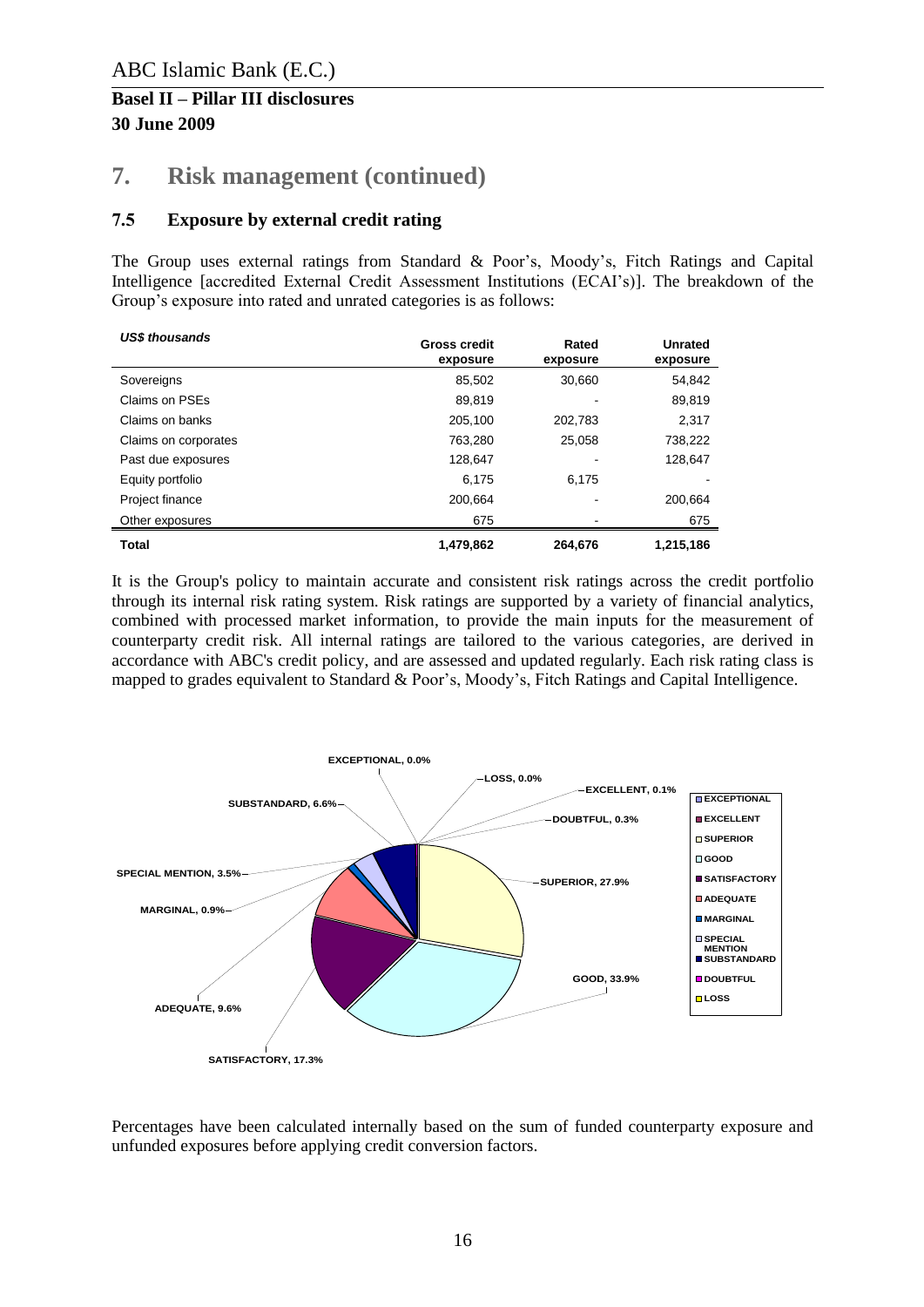## 7. Risk management (continued)

### 7.5 Exposure by external credit rating

The Group uses external ratings from Standard & Poor's, Moody's, Fitch Ratings and Capital Intelligence [accredited External Credit Assessment Institutions (ECAI's)]. The breakdown of the Group's exposure into rated and unrated categories is as follows:

| *US$ thousands* | Gross credit exposure | Rated exposure | Unrated exposure |
|---|---|---|---|
| Sovereigns | 85,502 | 30,660 | 54,842 |
| Claims on PSEs | 89,819 | - | 89,819 |
| Claims on banks | 205,100 | 202,783 | 2,317 |
| Claims on corporates | 763,280 | 25,058 | 738,222 |
| Past due exposures | 128,647 | - | 128,647 |
| Equity portfolio | 6,175 | 6,175 | - |
| Project finance | 200,664 | - | 200,664 |
| Other exposures | 675 | - | 675 |
| **Total** | **1,479,862** | **264,676** | **1,215,186** |

It is the Group's policy to maintain accurate and consistent risk ratings across the credit portfolio through its internal risk rating system. Risk ratings are supported by a variety of financial analytics, combined with processed market information, to provide the main inputs for the measurement of counterparty credit risk. All internal ratings are tailored to the various categories, are derived in accordance with ABC's credit policy, and are assessed and updated regularly. Each risk rating class is mapped to grades equivalent to Standard & Poor's, Moody's, Fitch Ratings and Capital Intelligence.

Percentages have been calculated internally based on the sum of funded counterparty exposure and unfunded exposures before applying credit conversion factors.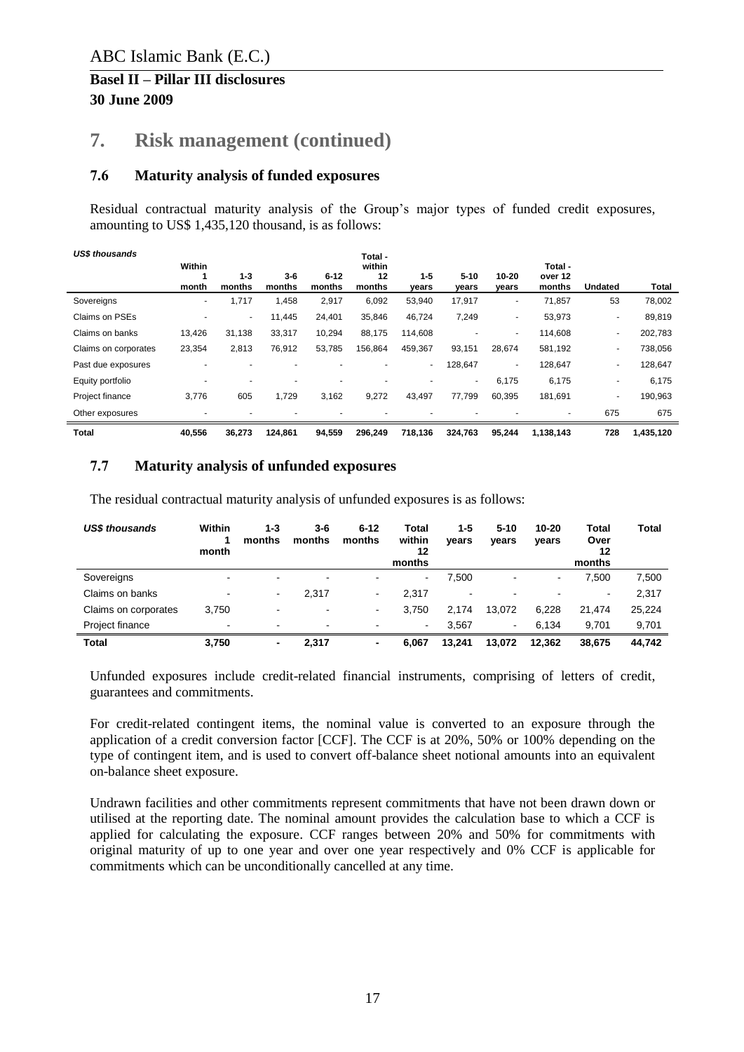ABC Islamic Bank (E.C.)

**Basel II – Pillar III disclosures**
**30 June 2009**

# 7. Risk management (continued)

## 7.6 Maturity analysis of funded exposures

Residual contractual maturity analysis of the Group's major types of funded credit exposures, amounting to US$ 1,435,120 thousand, is as follows:

| *US$ thousands* | Within 1 month | 1-3 months | 3-6 months | 6-12 months | Total - within 12 months | 1-5 years | 5-10 years | 10-20 years | Total - over 12 months | Undated | Total |
|---|---|---|---|---|---|---|---|---|---|---|---|
| Sovereigns | - | 1,717 | 1,458 | 2,917 | 6,092 | 53,940 | 17,917 | - | 71,857 | 53 | 78,002 |
| Claims on PSEs | - | - | 11,445 | 24,401 | 35,846 | 46,724 | 7,249 | - | 53,973 | - | 89,819 |
| Claims on banks | 13,426 | 31,138 | 33,317 | 10,294 | 88,175 | 114,608 | - | - | 114,608 | - | 202,783 |
| Claims on corporates | 23,354 | 2,813 | 76,912 | 53,785 | 156,864 | 459,367 | 93,151 | 28,674 | 581,192 | - | 738,056 |
| Past due exposures | - | - | - | - | - | - | 128,647 | - | 128,647 | - | 128,647 |
| Equity portfolio | - | - | - | - | - | - | - | 6,175 | 6,175 | - | 6,175 |
| Project finance | 3,776 | 605 | 1,729 | 3,162 | 9,272 | 43,497 | 77,799 | 60,395 | 181,691 | - | 190,963 |
| Other exposures | - | - | - | - | - | - | - | - | - | 675 | 675 |
| **Total** | **40,556** | **36,273** | **124,861** | **94,559** | **296,249** | **718,136** | **324,763** | **95,244** | **1,138,143** | **728** | **1,435,120** |

## 7.7 Maturity analysis of unfunded exposures

The residual contractual maturity analysis of unfunded exposures is as follows:

| *US$ thousands* | Within 1 month | 1-3 months | 3-6 months | 6-12 months | Total within 12 months | 1-5 years | 5-10 years | 10-20 years | Total Over 12 months | Total |
|---|---|---|---|---|---|---|---|---|---|---|
| Sovereigns | - | - | - | - | - | 7,500 | - | - | 7,500 | 7,500 |
| Claims on banks | - | - | 2,317 | - | 2,317 | - | - | - | - | 2,317 |
| Claims on corporates | 3,750 | - | - | - | 3,750 | 2,174 | 13,072 | 6,228 | 21,474 | 25,224 |
| Project finance | - | - | - | - | - | 3,567 | - | 6,134 | 9,701 | 9,701 |
| **Total** | **3,750** | **-** | **2,317** | **-** | **6,067** | **13,241** | **13,072** | **12,362** | **38,675** | **44,742** |

Unfunded exposures include credit-related financial instruments, comprising of letters of credit, guarantees and commitments.

For credit-related contingent items, the nominal value is converted to an exposure through the application of a credit conversion factor [CCF]. The CCF is at 20%, 50% or 100% depending on the type of contingent item, and is used to convert off-balance sheet notional amounts into an equivalent on-balance sheet exposure.

Undrawn facilities and other commitments represent commitments that have not been drawn down or utilised at the reporting date. The nominal amount provides the calculation base to which a CCF is applied for calculating the exposure. CCF ranges between 20% and 50% for commitments with original maturity of up to one year and over one year respectively and 0% CCF is applicable for commitments which can be unconditionally cancelled at any time.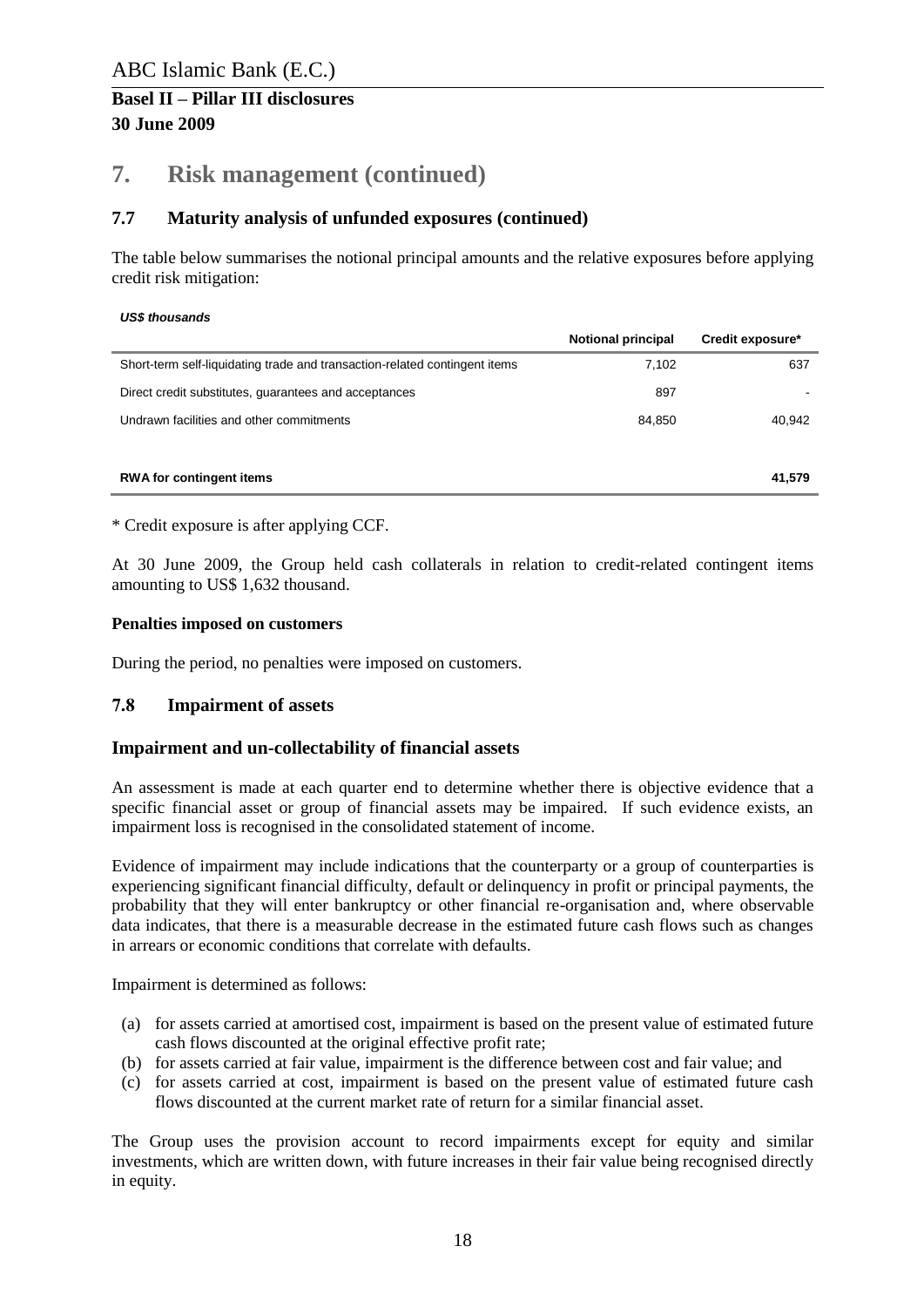# 7. Risk management (continued)

## 7.7 Maturity analysis of unfunded exposures (continued)

The table below summarises the notional principal amounts and the relative exposures before applying credit risk mitigation:

***US$ thousands***

| | Notional principal | Credit exposure* |
|---|---|---|
| Short-term self-liquidating trade and transaction-related contingent items | 7,102 | 637 |
| Direct credit substitutes, guarantees and acceptances | 897 | - |
| Undrawn facilities and other commitments | 84,850 | 40,942 |
| **RWA for contingent items** | | **41,579** |

* Credit exposure is after applying CCF.

At 30 June 2009, the Group held cash collaterals in relation to credit-related contingent items amounting to US$ 1,632 thousand.

**Penalties imposed on customers**

During the period, no penalties were imposed on customers.

## 7.8 Impairment of assets

### Impairment and un-collectability of financial assets

An assessment is made at each quarter end to determine whether there is objective evidence that a specific financial asset or group of financial assets may be impaired. If such evidence exists, an impairment loss is recognised in the consolidated statement of income.

Evidence of impairment may include indications that the counterparty or a group of counterparties is experiencing significant financial difficulty, default or delinquency in profit or principal payments, the probability that they will enter bankruptcy or other financial re-organisation and, where observable data indicates, that there is a measurable decrease in the estimated future cash flows such as changes in arrears or economic conditions that correlate with defaults.

Impairment is determined as follows:

(a) for assets carried at amortised cost, impairment is based on the present value of estimated future cash flows discounted at the original effective profit rate;
(b) for assets carried at fair value, impairment is the difference between cost and fair value; and
(c) for assets carried at cost, impairment is based on the present value of estimated future cash flows discounted at the current market rate of return for a similar financial asset.

The Group uses the provision account to record impairments except for equity and similar investments, which are written down, with future increases in their fair value being recognised directly in equity.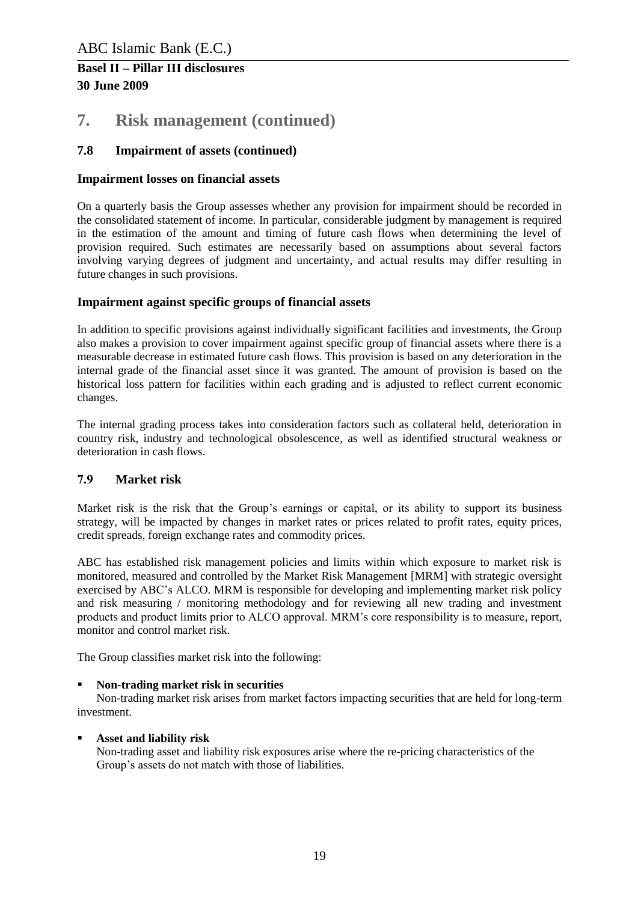# 7. Risk management (continued)

## 7.8 Impairment of assets (continued)

### Impairment losses on financial assets

On a quarterly basis the Group assesses whether any provision for impairment should be recorded in the consolidated statement of income. In particular, considerable judgment by management is required in the estimation of the amount and timing of future cash flows when determining the level of provision required. Such estimates are necessarily based on assumptions about several factors involving varying degrees of judgment and uncertainty, and actual results may differ resulting in future changes in such provisions.

### Impairment against specific groups of financial assets

In addition to specific provisions against individually significant facilities and investments, the Group also makes a provision to cover impairment against specific group of financial assets where there is a measurable decrease in estimated future cash flows. This provision is based on any deterioration in the internal grade of the financial asset since it was granted. The amount of provision is based on the historical loss pattern for facilities within each grading and is adjusted to reflect current economic changes.

The internal grading process takes into consideration factors such as collateral held, deterioration in country risk, industry and technological obsolescence, as well as identified structural weakness or deterioration in cash flows.

## 7.9 Market risk

Market risk is the risk that the Group's earnings or capital, or its ability to support its business strategy, will be impacted by changes in market rates or prices related to profit rates, equity prices, credit spreads, foreign exchange rates and commodity prices.

ABC has established risk management policies and limits within which exposure to market risk is monitored, measured and controlled by the Market Risk Management [MRM] with strategic oversight exercised by ABC's ALCO. MRM is responsible for developing and implementing market risk policy and risk measuring / monitoring methodology and for reviewing all new trading and investment products and product limits prior to ALCO approval. MRM's core responsibility is to measure, report, monitor and control market risk.

The Group classifies market risk into the following:

- **Non-trading market risk in securities**
  Non-trading market risk arises from market factors impacting securities that are held for long-term investment.

- **Asset and liability risk**
  Non-trading asset and liability risk exposures arise where the re-pricing characteristics of the Group's assets do not match with those of liabilities.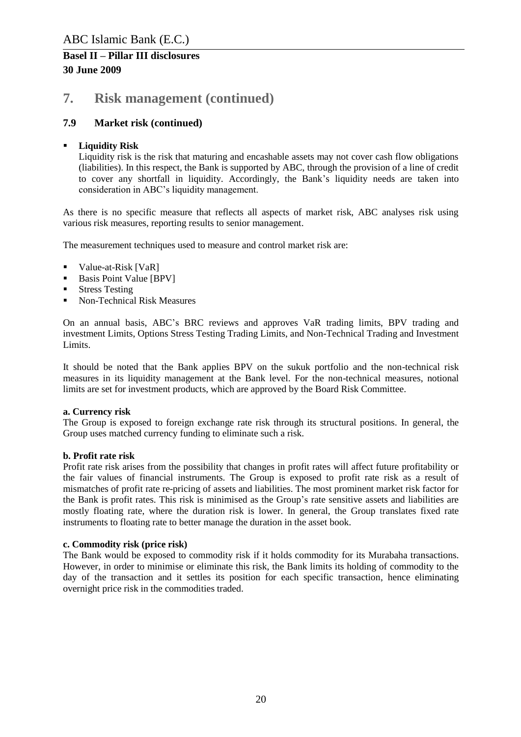# 7. Risk management (continued)

## 7.9 Market risk (continued)

- **Liquidity Risk**
  Liquidity risk is the risk that maturing and encashable assets may not cover cash flow obligations (liabilities). In this respect, the Bank is supported by ABC, through the provision of a line of credit to cover any shortfall in liquidity. Accordingly, the Bank's liquidity needs are taken into consideration in ABC's liquidity management.

As there is no specific measure that reflects all aspects of market risk, ABC analyses risk using various risk measures, reporting results to senior management.

The measurement techniques used to measure and control market risk are:

- Value-at-Risk [VaR]
- Basis Point Value [BPV]
- Stress Testing
- Non-Technical Risk Measures

On an annual basis, ABC's BRC reviews and approves VaR trading limits, BPV trading and investment Limits, Options Stress Testing Trading Limits, and Non-Technical Trading and Investment Limits.

It should be noted that the Bank applies BPV on the sukuk portfolio and the non-technical risk measures in its liquidity management at the Bank level. For the non-technical measures, notional limits are set for investment products, which are approved by the Board Risk Committee.

**a. Currency risk**
The Group is exposed to foreign exchange rate risk through its structural positions. In general, the Group uses matched currency funding to eliminate such a risk.

**b. Profit rate risk**
Profit rate risk arises from the possibility that changes in profit rates will affect future profitability or the fair values of financial instruments. The Group is exposed to profit rate risk as a result of mismatches of profit rate re-pricing of assets and liabilities. The most prominent market risk factor for the Bank is profit rates. This risk is minimised as the Group's rate sensitive assets and liabilities are mostly floating rate, where the duration risk is lower. In general, the Group translates fixed rate instruments to floating rate to better manage the duration in the asset book.

**c. Commodity risk (price risk)**
The Bank would be exposed to commodity risk if it holds commodity for its Murabaha transactions. However, in order to minimise or eliminate this risk, the Bank limits its holding of commodity to the day of the transaction and it settles its position for each specific transaction, hence eliminating overnight price risk in the commodities traded.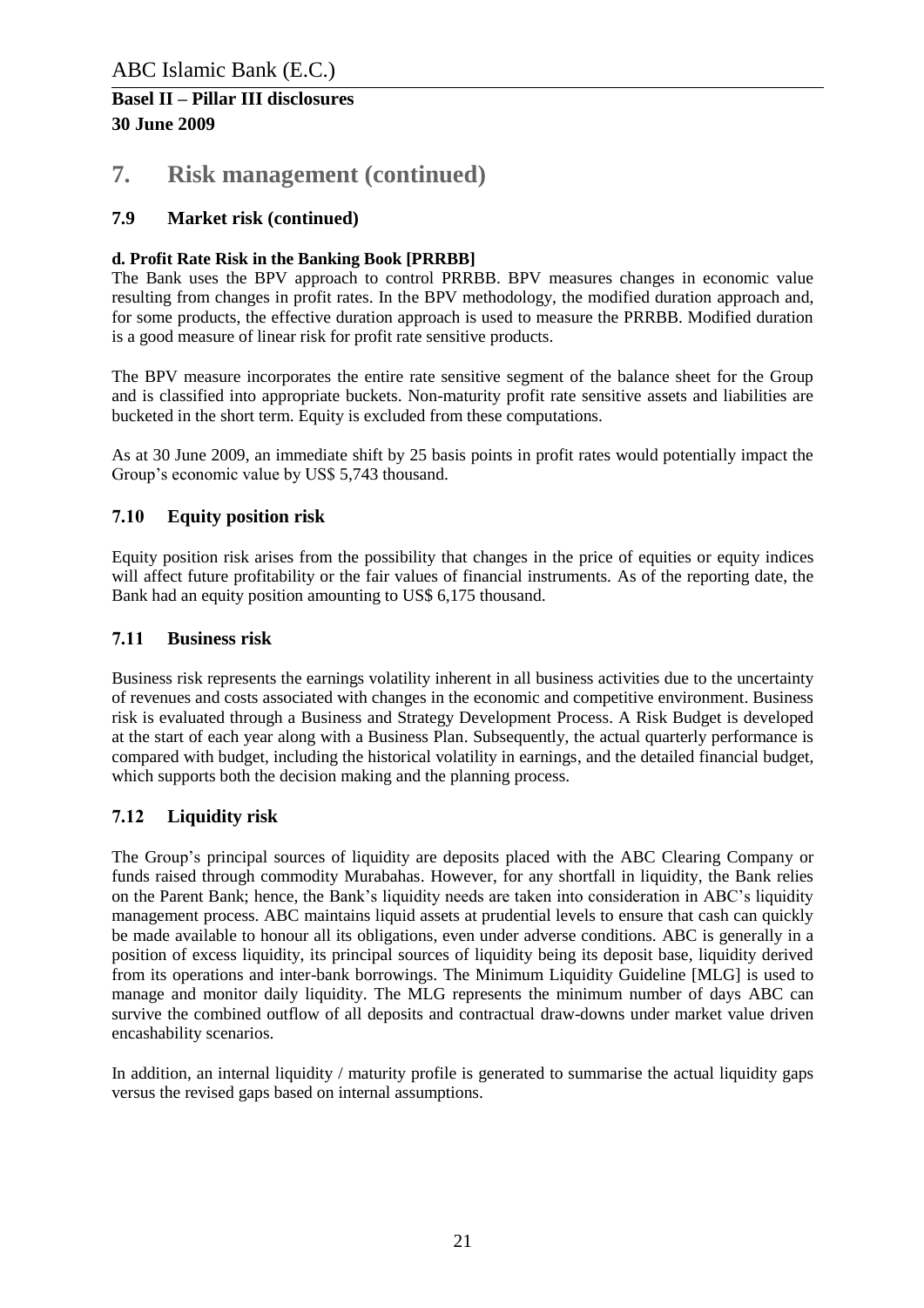# 7. Risk management (continued)

## 7.9 Market risk (continued)

**d. Profit Rate Risk in the Banking Book [PRRBB]**

The Bank uses the BPV approach to control PRRBB. BPV measures changes in economic value resulting from changes in profit rates. In the BPV methodology, the modified duration approach and, for some products, the effective duration approach is used to measure the PRRBB. Modified duration is a good measure of linear risk for profit rate sensitive products.

The BPV measure incorporates the entire rate sensitive segment of the balance sheet for the Group and is classified into appropriate buckets. Non-maturity profit rate sensitive assets and liabilities are bucketed in the short term. Equity is excluded from these computations.

As at 30 June 2009, an immediate shift by 25 basis points in profit rates would potentially impact the Group's economic value by US$ 5,743 thousand.

## 7.10 Equity position risk

Equity position risk arises from the possibility that changes in the price of equities or equity indices will affect future profitability or the fair values of financial instruments. As of the reporting date, the Bank had an equity position amounting to US$ 6,175 thousand.

## 7.11 Business risk

Business risk represents the earnings volatility inherent in all business activities due to the uncertainty of revenues and costs associated with changes in the economic and competitive environment. Business risk is evaluated through a Business and Strategy Development Process. A Risk Budget is developed at the start of each year along with a Business Plan. Subsequently, the actual quarterly performance is compared with budget, including the historical volatility in earnings, and the detailed financial budget, which supports both the decision making and the planning process.

## 7.12 Liquidity risk

The Group's principal sources of liquidity are deposits placed with the ABC Clearing Company or funds raised through commodity Murabahas. However, for any shortfall in liquidity, the Bank relies on the Parent Bank; hence, the Bank's liquidity needs are taken into consideration in ABC's liquidity management process. ABC maintains liquid assets at prudential levels to ensure that cash can quickly be made available to honour all its obligations, even under adverse conditions. ABC is generally in a position of excess liquidity, its principal sources of liquidity being its deposit base, liquidity derived from its operations and inter-bank borrowings. The Minimum Liquidity Guideline [MLG] is used to manage and monitor daily liquidity. The MLG represents the minimum number of days ABC can survive the combined outflow of all deposits and contractual draw-downs under market value driven encashability scenarios.

In addition, an internal liquidity / maturity profile is generated to summarise the actual liquidity gaps versus the revised gaps based on internal assumptions.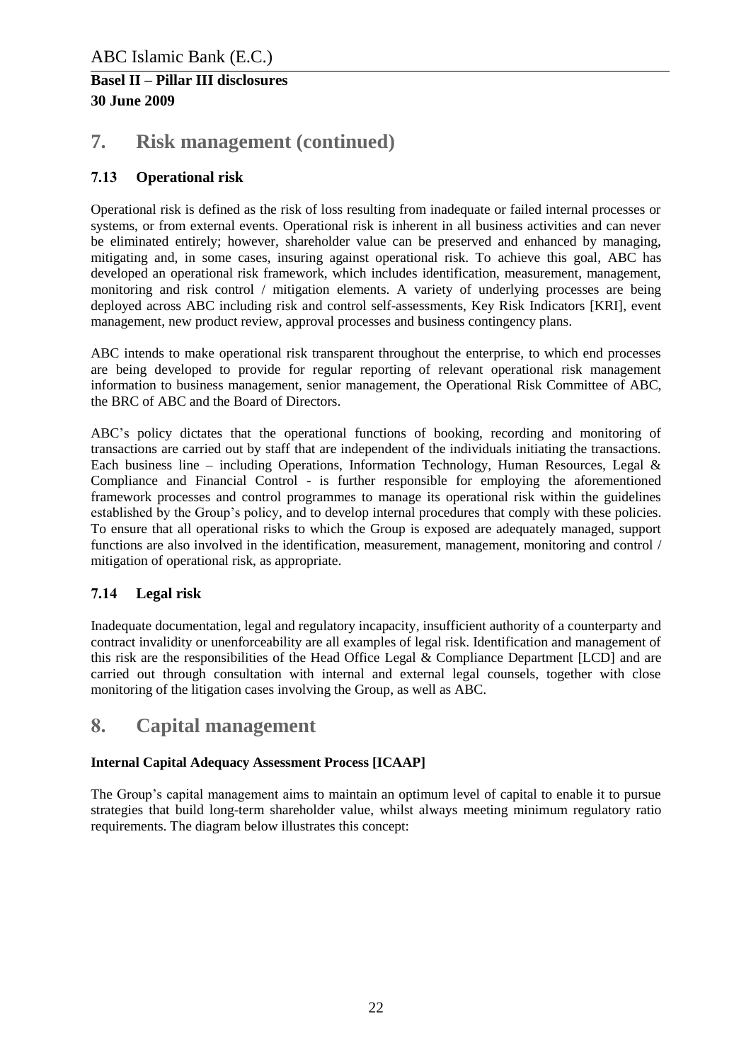# 7. Risk management (continued)

## 7.13 Operational risk

Operational risk is defined as the risk of loss resulting from inadequate or failed internal processes or systems, or from external events. Operational risk is inherent in all business activities and can never be eliminated entirely; however, shareholder value can be preserved and enhanced by managing, mitigating and, in some cases, insuring against operational risk. To achieve this goal, ABC has developed an operational risk framework, which includes identification, measurement, management, monitoring and risk control / mitigation elements. A variety of underlying processes are being deployed across ABC including risk and control self-assessments, Key Risk Indicators [KRI], event management, new product review, approval processes and business contingency plans.

ABC intends to make operational risk transparent throughout the enterprise, to which end processes are being developed to provide for regular reporting of relevant operational risk management information to business management, senior management, the Operational Risk Committee of ABC, the BRC of ABC and the Board of Directors.

ABC's policy dictates that the operational functions of booking, recording and monitoring of transactions are carried out by staff that are independent of the individuals initiating the transactions. Each business line – including Operations, Information Technology, Human Resources, Legal & Compliance and Financial Control - is further responsible for employing the aforementioned framework processes and control programmes to manage its operational risk within the guidelines established by the Group's policy, and to develop internal procedures that comply with these policies. To ensure that all operational risks to which the Group is exposed are adequately managed, support functions are also involved in the identification, measurement, management, monitoring and control / mitigation of operational risk, as appropriate.

## 7.14 Legal risk

Inadequate documentation, legal and regulatory incapacity, insufficient authority of a counterparty and contract invalidity or unenforceability are all examples of legal risk. Identification and management of this risk are the responsibilities of the Head Office Legal & Compliance Department [LCD] and are carried out through consultation with internal and external legal counsels, together with close monitoring of the litigation cases involving the Group, as well as ABC.

# 8. Capital management

**Internal Capital Adequacy Assessment Process [ICAAP]**

The Group's capital management aims to maintain an optimum level of capital to enable it to pursue strategies that build long-term shareholder value, whilst always meeting minimum regulatory ratio requirements. The diagram below illustrates this concept: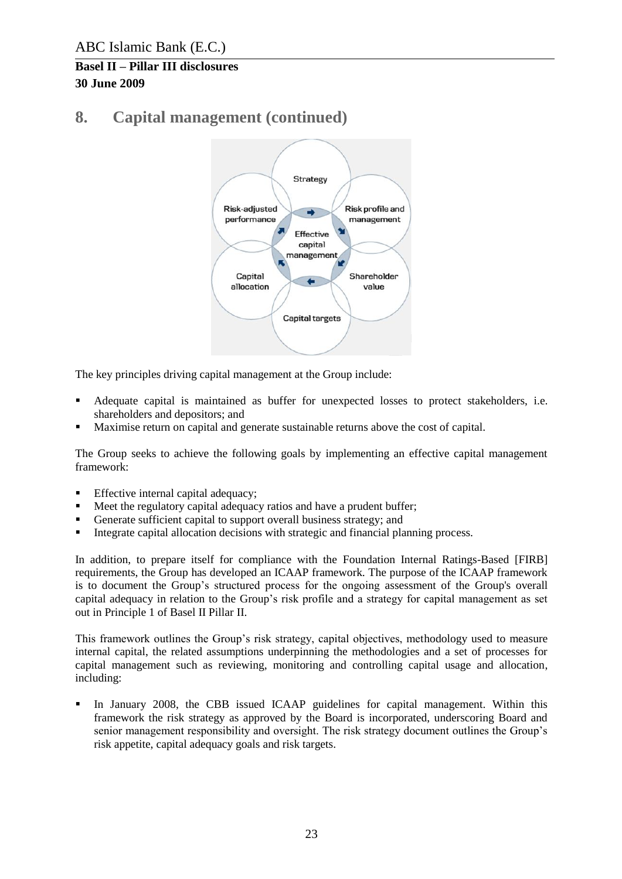# 8. Capital management (continued)

The key principles driving capital management at the Group include:

- Adequate capital is maintained as buffer for unexpected losses to protect stakeholders, i.e. shareholders and depositors; and
- Maximise return on capital and generate sustainable returns above the cost of capital.

The Group seeks to achieve the following goals by implementing an effective capital management framework:

- Effective internal capital adequacy;
- Meet the regulatory capital adequacy ratios and have a prudent buffer;
- Generate sufficient capital to support overall business strategy; and
- Integrate capital allocation decisions with strategic and financial planning process.

In addition, to prepare itself for compliance with the Foundation Internal Ratings-Based [FIRB] requirements, the Group has developed an ICAAP framework. The purpose of the ICAAP framework is to document the Group's structured process for the ongoing assessment of the Group's overall capital adequacy in relation to the Group's risk profile and a strategy for capital management as set out in Principle 1 of Basel II Pillar II.

This framework outlines the Group's risk strategy, capital objectives, methodology used to measure internal capital, the related assumptions underpinning the methodologies and a set of processes for capital management such as reviewing, monitoring and controlling capital usage and allocation, including:

- In January 2008, the CBB issued ICAAP guidelines for capital management. Within this framework the risk strategy as approved by the Board is incorporated, underscoring Board and senior management responsibility and oversight. The risk strategy document outlines the Group's risk appetite, capital adequacy goals and risk targets.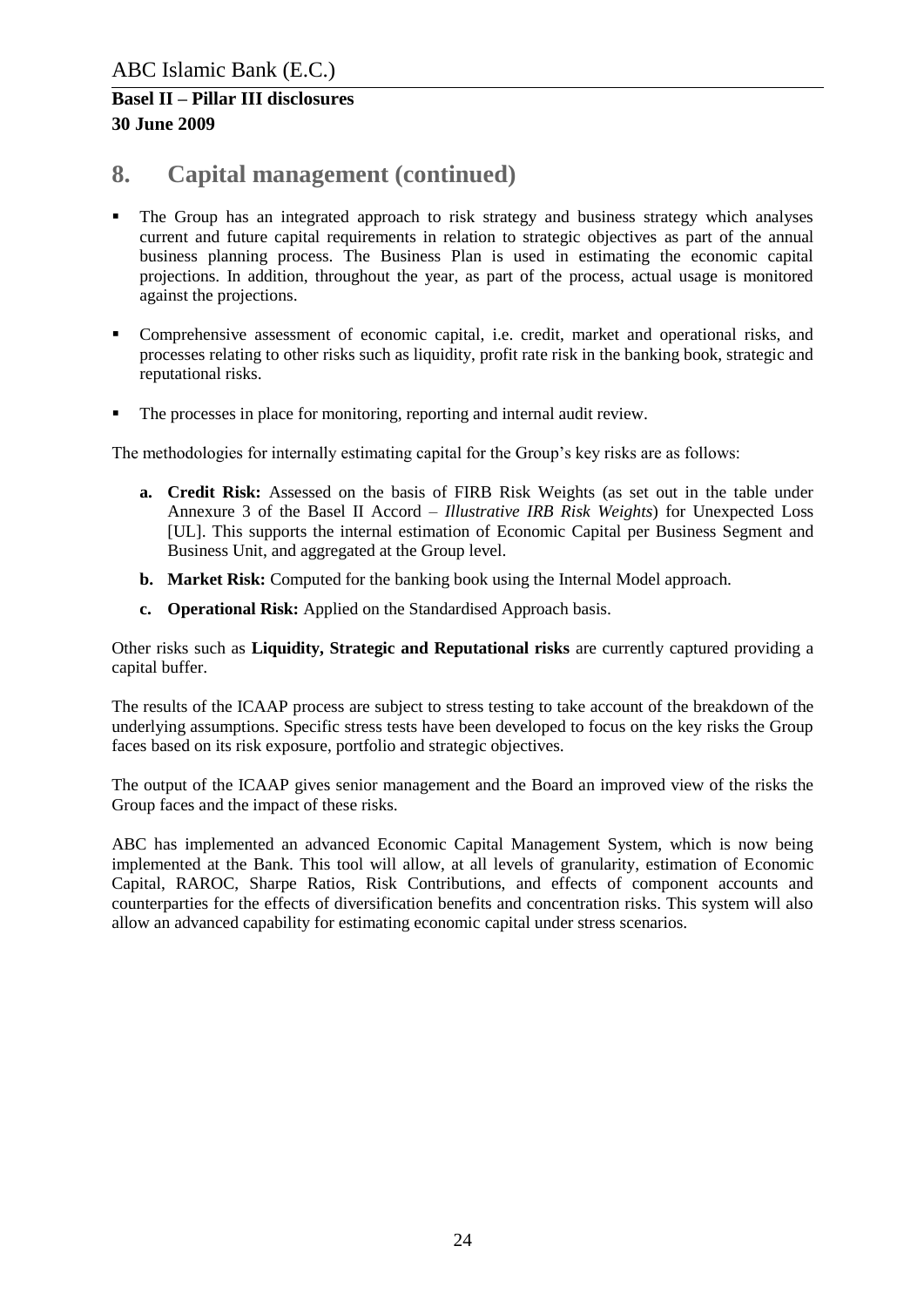## 8. Capital management (continued)

- The Group has an integrated approach to risk strategy and business strategy which analyses current and future capital requirements in relation to strategic objectives as part of the annual business planning process. The Business Plan is used in estimating the economic capital projections. In addition, throughout the year, as part of the process, actual usage is monitored against the projections.
- Comprehensive assessment of economic capital, i.e. credit, market and operational risks, and processes relating to other risks such as liquidity, profit rate risk in the banking book, strategic and reputational risks.
- The processes in place for monitoring, reporting and internal audit review.

The methodologies for internally estimating capital for the Group's key risks are as follows:

- **a. Credit Risk:** Assessed on the basis of FIRB Risk Weights (as set out in the table under Annexure 3 of the Basel II Accord – *Illustrative IRB Risk Weights*) for Unexpected Loss [UL]. This supports the internal estimation of Economic Capital per Business Segment and Business Unit, and aggregated at the Group level.
- **b. Market Risk:** Computed for the banking book using the Internal Model approach.
- **c. Operational Risk:** Applied on the Standardised Approach basis.

Other risks such as **Liquidity, Strategic and Reputational risks** are currently captured providing a capital buffer.

The results of the ICAAP process are subject to stress testing to take account of the breakdown of the underlying assumptions. Specific stress tests have been developed to focus on the key risks the Group faces based on its risk exposure, portfolio and strategic objectives.

The output of the ICAAP gives senior management and the Board an improved view of the risks the Group faces and the impact of these risks.

ABC has implemented an advanced Economic Capital Management System, which is now being implemented at the Bank. This tool will allow, at all levels of granularity, estimation of Economic Capital, RAROC, Sharpe Ratios, Risk Contributions, and effects of component accounts and counterparties for the effects of diversification benefits and concentration risks. This system will also allow an advanced capability for estimating economic capital under stress scenarios.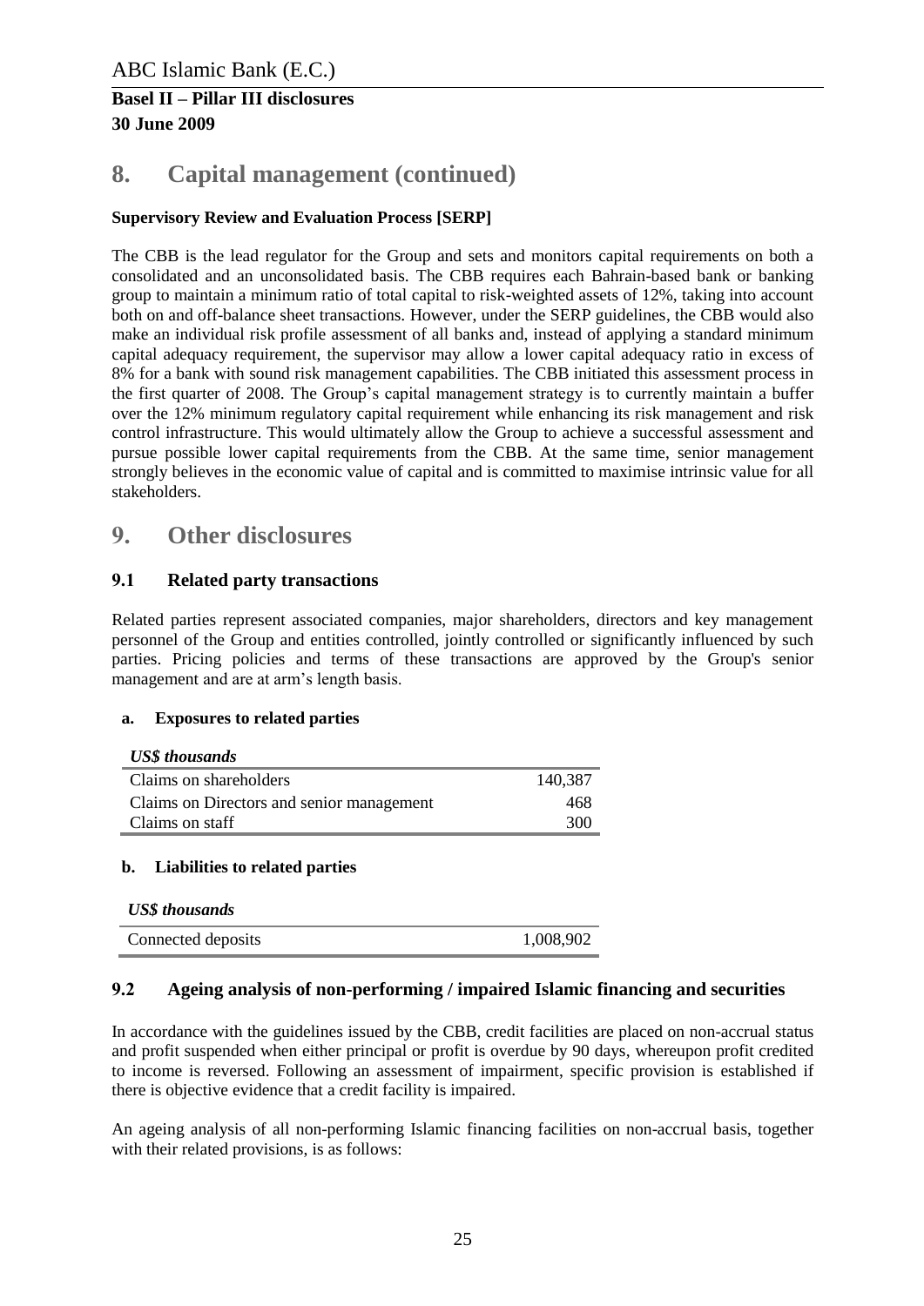## 8. Capital management (continued)

**Supervisory Review and Evaluation Process [SERP]**

The CBB is the lead regulator for the Group and sets and monitors capital requirements on both a consolidated and an unconsolidated basis. The CBB requires each Bahrain-based bank or banking group to maintain a minimum ratio of total capital to risk-weighted assets of 12%, taking into account both on and off-balance sheet transactions. However, under the SERP guidelines, the CBB would also make an individual risk profile assessment of all banks and, instead of applying a standard minimum capital adequacy requirement, the supervisor may allow a lower capital adequacy ratio in excess of 8% for a bank with sound risk management capabilities. The CBB initiated this assessment process in the first quarter of 2008. The Group's capital management strategy is to currently maintain a buffer over the 12% minimum regulatory capital requirement while enhancing its risk management and risk control infrastructure. This would ultimately allow the Group to achieve a successful assessment and pursue possible lower capital requirements from the CBB. At the same time, senior management strongly believes in the economic value of capital and is committed to maximise intrinsic value for all stakeholders.

## 9. Other disclosures

### 9.1 Related party transactions

Related parties represent associated companies, major shareholders, directors and key management personnel of the Group and entities controlled, jointly controlled or significantly influenced by such parties. Pricing policies and terms of these transactions are approved by the Group's senior management and are at arm's length basis.

**a. Exposures to related parties**

| *US$ thousands* | |
|---|---|
| Claims on shareholders | 140,387 |
| Claims on Directors and senior management | 468 |
| Claims on staff | 300 |

**b. Liabilities to related parties**

| *US$ thousands* | |
|---|---|
| Connected deposits | 1,008,902 |

### 9.2 Ageing analysis of non-performing / impaired Islamic financing and securities

In accordance with the guidelines issued by the CBB, credit facilities are placed on non-accrual status and profit suspended when either principal or profit is overdue by 90 days, whereupon profit credited to income is reversed. Following an assessment of impairment, specific provision is established if there is objective evidence that a credit facility is impaired.

An ageing analysis of all non-performing Islamic financing facilities on non-accrual basis, together with their related provisions, is as follows: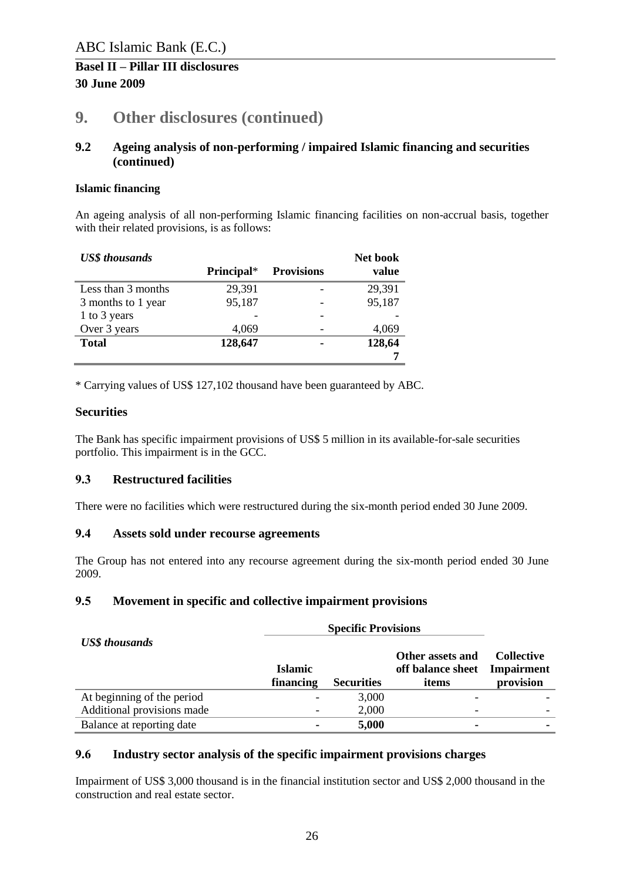ABC Islamic Bank (E.C.)

**Basel II – Pillar III disclosures**
**30 June 2009**

# 9. Other disclosures (continued)

## 9.2 Ageing analysis of non-performing / impaired Islamic financing and securities (continued)

**Islamic financing**

An ageing analysis of all non-performing Islamic financing facilities on non-accrual basis, together with their related provisions, is as follows:

| *US$ thousands* | Principal* | Provisions | Net book value |
|---|---|---|---|
| Less than 3 months | 29,391 | - | 29,391 |
| 3 months to 1 year | 95,187 | - | 95,187 |
| 1 to 3 years | - | - | - |
| Over 3 years | 4,069 | - | 4,069 |
| **Total** | **128,647** | **-** | **128,647** |

* Carrying values of US$ 127,102 thousand have been guaranteed by ABC.

**Securities**

The Bank has specific impairment provisions of US$ 5 million in its available-for-sale securities portfolio. This impairment is in the GCC.

## 9.3 Restructured facilities

There were no facilities which were restructured during the six-month period ended 30 June 2009.

## 9.4 Assets sold under recourse agreements

The Group has not entered into any recourse agreement during the six-month period ended 30 June 2009.

## 9.5 Movement in specific and collective impairment provisions

| *US$ thousands* | Specific Provisions | | | |
|---|---|---|---|---|
| | Islamic financing | Securities | Other assets and off balance sheet items | Collective Impairment provision |
| At beginning of the period | - | 3,000 | - | - |
| Additional provisions made | - | 2,000 | - | - |
| Balance at reporting date | **-** | **5,000** | **-** | **-** |

## 9.6 Industry sector analysis of the specific impairment provisions charges

Impairment of US$ 3,000 thousand is in the financial institution sector and US$ 2,000 thousand in the construction and real estate sector.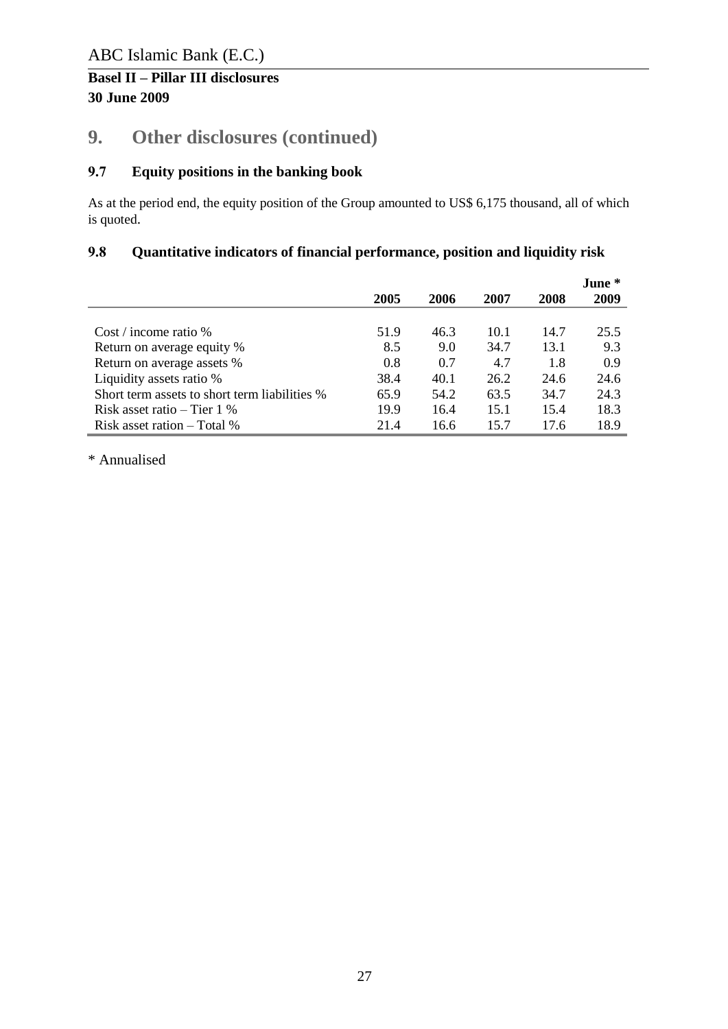# 9. Other disclosures (continued)

## 9.7 Equity positions in the banking book

As at the period end, the equity position of the Group amounted to US$ 6,175 thousand, all of which is quoted.

## 9.8 Quantitative indicators of financial performance, position and liquidity risk

| | 2005 | 2006 | 2007 | 2008 | June * 2009 |
|---|---|---|---|---|---|
| Cost / income ratio % | 51.9 | 46.3 | 10.1 | 14.7 | 25.5 |
| Return on average equity % | 8.5 | 9.0 | 34.7 | 13.1 | 9.3 |
| Return on average assets % | 0.8 | 0.7 | 4.7 | 1.8 | 0.9 |
| Liquidity assets ratio % | 38.4 | 40.1 | 26.2 | 24.6 | 24.6 |
| Short term assets to short term liabilities % | 65.9 | 54.2 | 63.5 | 34.7 | 24.3 |
| Risk asset ratio – Tier 1 % | 19.9 | 16.4 | 15.1 | 15.4 | 18.3 |
| Risk asset ration – Total % | 21.4 | 16.6 | 15.7 | 17.6 | 18.9 |

* Annualised